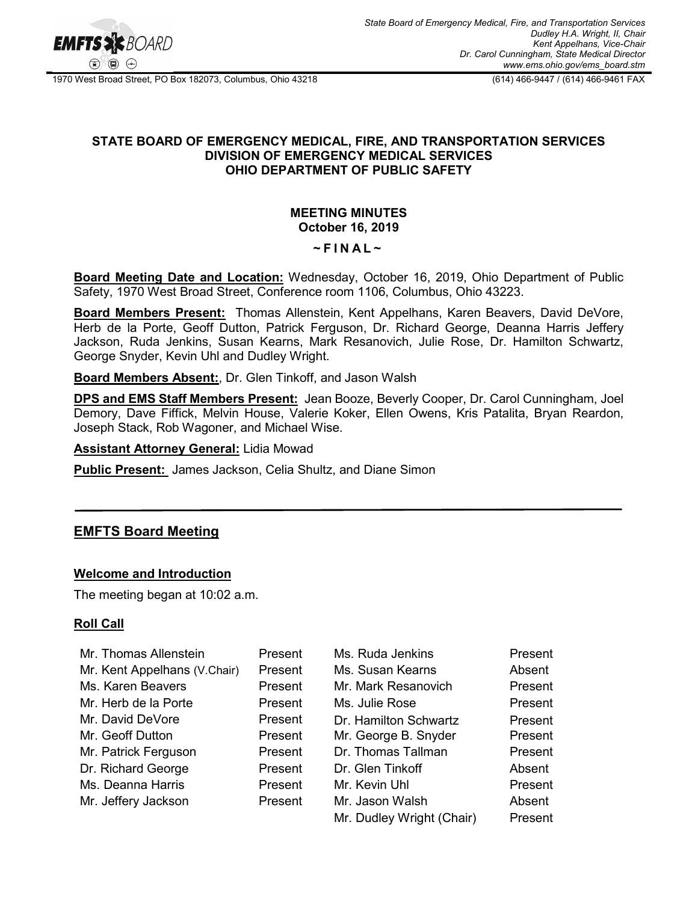*State Board of Emergency Medical, Fire, and Transportation Services*
*Dudley H.A. Wright, II, Chair*
*Kent Appelhans, Vice-Chair*
*Dr. Carol Cunningham, State Medical Director*
*www.ems.ohio.gov/ems_board.stm*

1970 West Broad Street, PO Box 182073, Columbus, Ohio 43218 (614) 466-9447 / (614) 466-9461 FAX

**STATE BOARD OF EMERGENCY MEDICAL, FIRE, AND TRANSPORTATION SERVICES**
**DIVISION OF EMERGENCY MEDICAL SERVICES**
**OHIO DEPARTMENT OF PUBLIC SAFETY**

**MEETING MINUTES**
**October 16, 2019**

**~ F I N A L ~**

**Board Meeting Date and Location:** Wednesday, October 16, 2019, Ohio Department of Public Safety, 1970 West Broad Street, Conference room 1106, Columbus, Ohio 43223.

**Board Members Present:** Thomas Allenstein, Kent Appelhans, Karen Beavers, David DeVore, Herb de la Porte, Geoff Dutton, Patrick Ferguson, Dr. Richard George, Deanna Harris Jeffery Jackson, Ruda Jenkins, Susan Kearns, Mark Resanovich, Julie Rose, Dr. Hamilton Schwartz, George Snyder, Kevin Uhl and Dudley Wright.

**Board Members Absent:**, Dr. Glen Tinkoff, and Jason Walsh

**DPS and EMS Staff Members Present:** Jean Booze, Beverly Cooper, Dr. Carol Cunningham, Joel Demory, Dave Fiffick, Melvin House, Valerie Koker, Ellen Owens, Kris Patalita, Bryan Reardon, Joseph Stack, Rob Wagoner, and Michael Wise.

**Assistant Attorney General:** Lidia Mowad

**Public Present:** James Jackson, Celia Shultz, and Diane Simon

## EMFTS Board Meeting

### Welcome and Introduction

The meeting began at 10:02 a.m.

### Roll Call

| | | | |
|---|---|---|---|
| Mr. Thomas Allenstein | Present | Ms. Ruda Jenkins | Present |
| Mr. Kent Appelhans (V.Chair) | Present | Ms. Susan Kearns | Absent |
| Ms. Karen Beavers | Present | Mr. Mark Resanovich | Present |
| Mr. Herb de la Porte | Present | Ms. Julie Rose | Present |
| Mr. David DeVore | Present | Dr. Hamilton Schwartz | Present |
| Mr. Geoff Dutton | Present | Mr. George B. Snyder | Present |
| Mr. Patrick Ferguson | Present | Dr. Thomas Tallman | Present |
| Dr. Richard George | Present | Dr. Glen Tinkoff | Absent |
| Ms. Deanna Harris | Present | Mr. Kevin Uhl | Present |
| Mr. Jeffery Jackson | Present | Mr. Jason Walsh | Absent |
| | | Mr. Dudley Wright (Chair) | Present |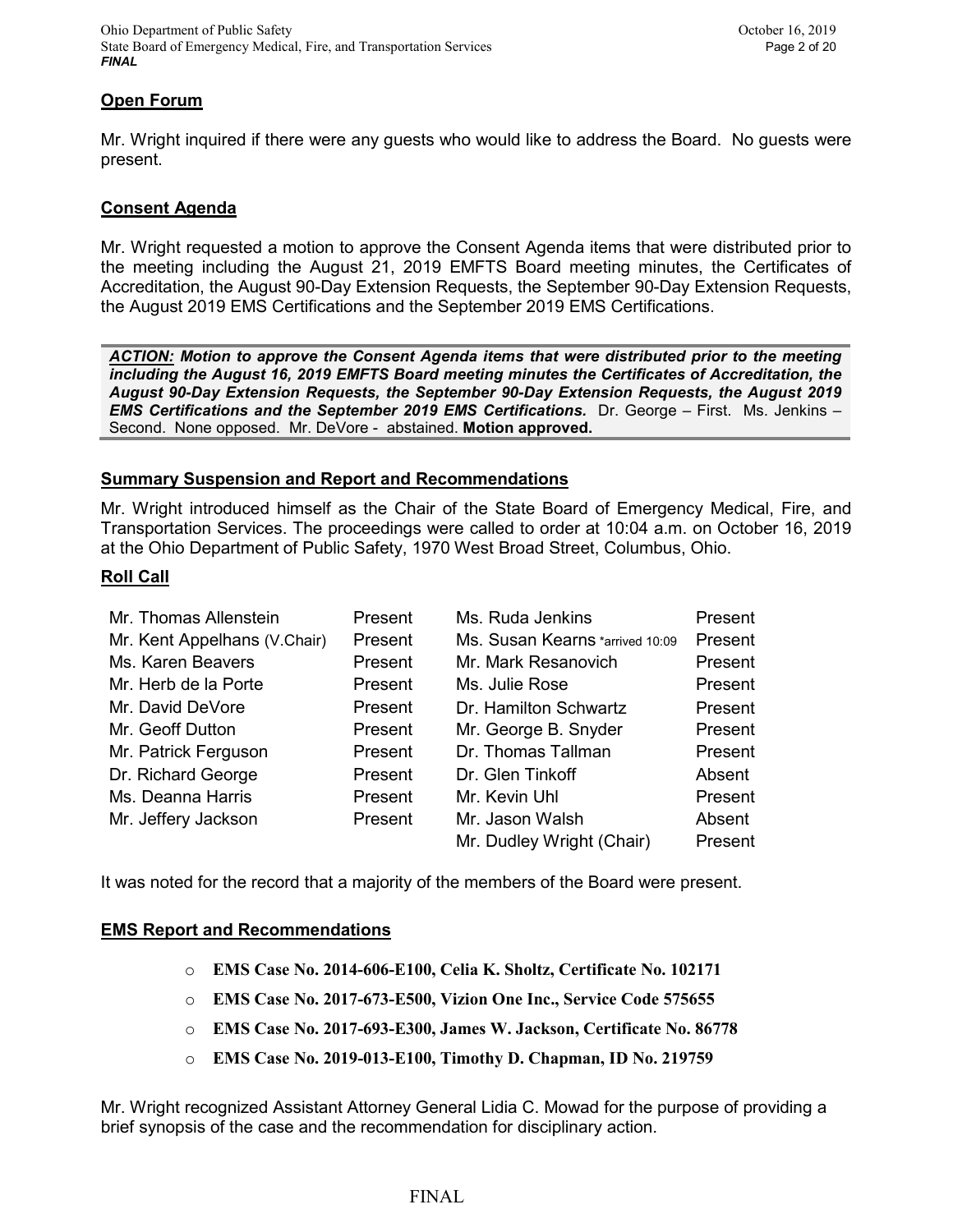## Open Forum

Mr. Wright inquired if there were any guests who would like to address the Board. No guests were present.

## Consent Agenda

Mr. Wright requested a motion to approve the Consent Agenda items that were distributed prior to the meeting including the August 21, 2019 EMFTS Board meeting minutes, the Certificates of Accreditation, the August 90-Day Extension Requests, the September 90-Day Extension Requests, the August 2019 EMS Certifications and the September 2019 EMS Certifications.

> ***ACTION:*** ***Motion to approve the Consent Agenda items that were distributed prior to the meeting including the August 16, 2019 EMFTS Board meeting minutes the Certificates of Accreditation, the August 90-Day Extension Requests, the September 90-Day Extension Requests, the August 2019 EMS Certifications and the September 2019 EMS Certifications.*** Dr. George – First. Ms. Jenkins – Second. None opposed. Mr. DeVore - abstained. **Motion approved.**

## Summary Suspension and Report and Recommendations

Mr. Wright introduced himself as the Chair of the State Board of Emergency Medical, Fire, and Transportation Services. The proceedings were called to order at 10:04 a.m. on October 16, 2019 at the Ohio Department of Public Safety, 1970 West Broad Street, Columbus, Ohio.

## Roll Call

| | | | |
|---|---|---|---|
| Mr. Thomas Allenstein | Present | Ms. Ruda Jenkins | Present |
| Mr. Kent Appelhans (V.Chair) | Present | Ms. Susan Kearns *arrived 10:09 | Present |
| Ms. Karen Beavers | Present | Mr. Mark Resanovich | Present |
| Mr. Herb de la Porte | Present | Ms. Julie Rose | Present |
| Mr. David DeVore | Present | Dr. Hamilton Schwartz | Present |
| Mr. Geoff Dutton | Present | Mr. George B. Snyder | Present |
| Mr. Patrick Ferguson | Present | Dr. Thomas Tallman | Present |
| Dr. Richard George | Present | Dr. Glen Tinkoff | Absent |
| Ms. Deanna Harris | Present | Mr. Kevin Uhl | Present |
| Mr. Jeffery Jackson | Present | Mr. Jason Walsh | Absent |
| | | Mr. Dudley Wright (Chair) | Present |

It was noted for the record that a majority of the members of the Board were present.

## EMS Report and Recommendations

- **EMS Case No. 2014-606-E100, Celia K. Sholtz, Certificate No. 102171**
- **EMS Case No. 2017-673-E500, Vizion One Inc., Service Code 575655**
- **EMS Case No. 2017-693-E300, James W. Jackson, Certificate No. 86778**
- **EMS Case No. 2019-013-E100, Timothy D. Chapman, ID No. 219759**

Mr. Wright recognized Assistant Attorney General Lidia C. Mowad for the purpose of providing a brief synopsis of the case and the recommendation for disciplinary action.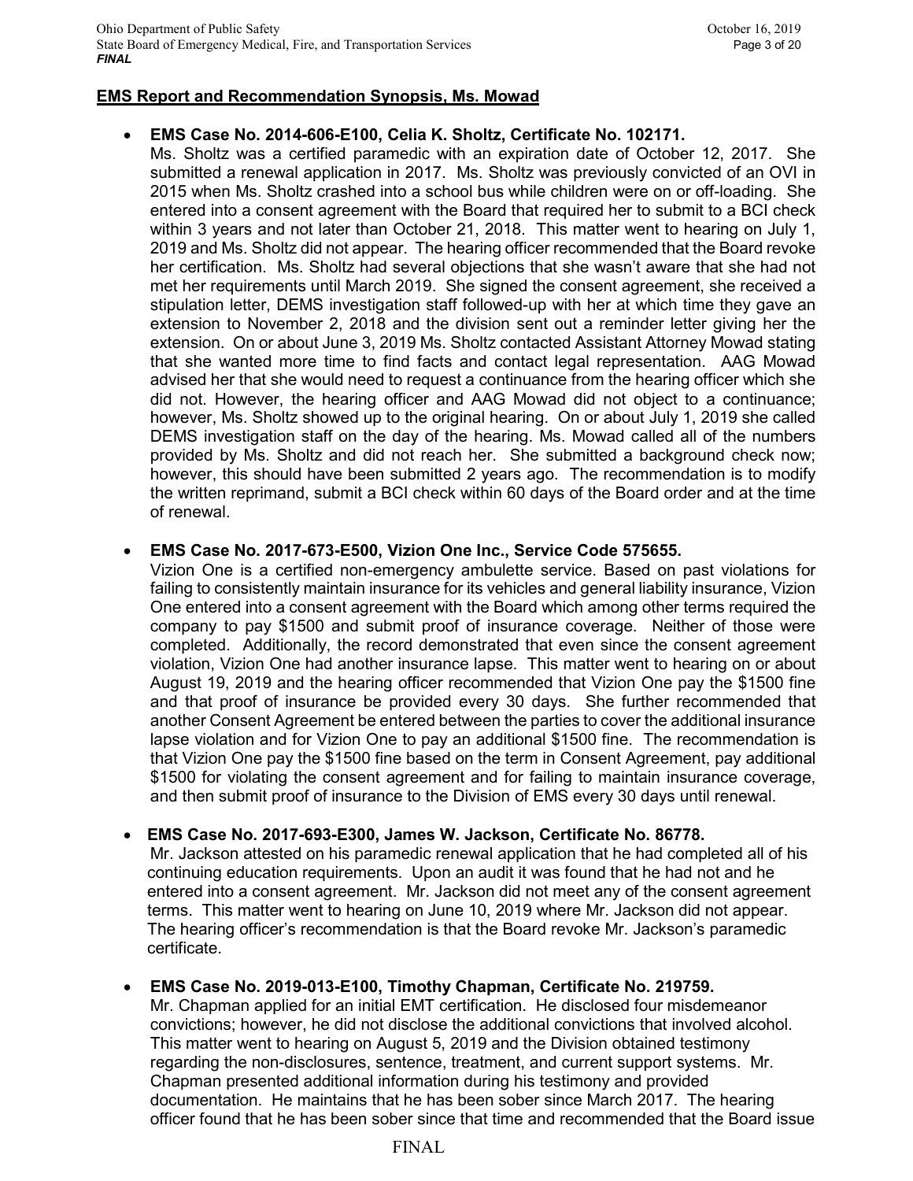## EMS Report and Recommendation Synopsis, Ms. Mowad

- **EMS Case No. 2014-606-E100, Celia K. Sholtz, Certificate No. 102171.**
  Ms. Sholtz was a certified paramedic with an expiration date of October 12, 2017. She submitted a renewal application in 2017. Ms. Sholtz was previously convicted of an OVI in 2015 when Ms. Sholtz crashed into a school bus while children were on or off-loading. She entered into a consent agreement with the Board that required her to submit to a BCI check within 3 years and not later than October 21, 2018. This matter went to hearing on July 1, 2019 and Ms. Sholtz did not appear. The hearing officer recommended that the Board revoke her certification. Ms. Sholtz had several objections that she wasn't aware that she had not met her requirements until March 2019. She signed the consent agreement, she received a stipulation letter, DEMS investigation staff followed-up with her at which time they gave an extension to November 2, 2018 and the division sent out a reminder letter giving her the extension. On or about June 3, 2019 Ms. Sholtz contacted Assistant Attorney Mowad stating that she wanted more time to find facts and contact legal representation. AAG Mowad advised her that she would need to request a continuance from the hearing officer which she did not. However, the hearing officer and AAG Mowad did not object to a continuance; however, Ms. Sholtz showed up to the original hearing. On or about July 1, 2019 she called DEMS investigation staff on the day of the hearing. Ms. Mowad called all of the numbers provided by Ms. Sholtz and did not reach her. She submitted a background check now; however, this should have been submitted 2 years ago. The recommendation is to modify the written reprimand, submit a BCI check within 60 days of the Board order and at the time of renewal.

- **EMS Case No. 2017-673-E500, Vizion One Inc., Service Code 575655.**
  Vizion One is a certified non-emergency ambulette service. Based on past violations for failing to consistently maintain insurance for its vehicles and general liability insurance, Vizion One entered into a consent agreement with the Board which among other terms required the company to pay $1500 and submit proof of insurance coverage. Neither of those were completed. Additionally, the record demonstrated that even since the consent agreement violation, Vizion One had another insurance lapse. This matter went to hearing on or about August 19, 2019 and the hearing officer recommended that Vizion One pay the $1500 fine and that proof of insurance be provided every 30 days. She further recommended that another Consent Agreement be entered between the parties to cover the additional insurance lapse violation and for Vizion One to pay an additional $1500 fine. The recommendation is that Vizion One pay the $1500 fine based on the term in Consent Agreement, pay additional $1500 for violating the consent agreement and for failing to maintain insurance coverage, and then submit proof of insurance to the Division of EMS every 30 days until renewal.

- **EMS Case No. 2017-693-E300, James W. Jackson, Certificate No. 86778.**
  Mr. Jackson attested on his paramedic renewal application that he had completed all of his continuing education requirements. Upon an audit it was found that he had not and he entered into a consent agreement. Mr. Jackson did not meet any of the consent agreement terms. This matter went to hearing on June 10, 2019 where Mr. Jackson did not appear. The hearing officer's recommendation is that the Board revoke Mr. Jackson's paramedic certificate.

- **EMS Case No. 2019-013-E100, Timothy Chapman, Certificate No. 219759.**
  Mr. Chapman applied for an initial EMT certification. He disclosed four misdemeanor convictions; however, he did not disclose the additional convictions that involved alcohol. This matter went to hearing on August 5, 2019 and the Division obtained testimony regarding the non-disclosures, sentence, treatment, and current support systems. Mr. Chapman presented additional information during his testimony and provided documentation. He maintains that he has been sober since March 2017. The hearing officer found that he has been sober since that time and recommended that the Board issue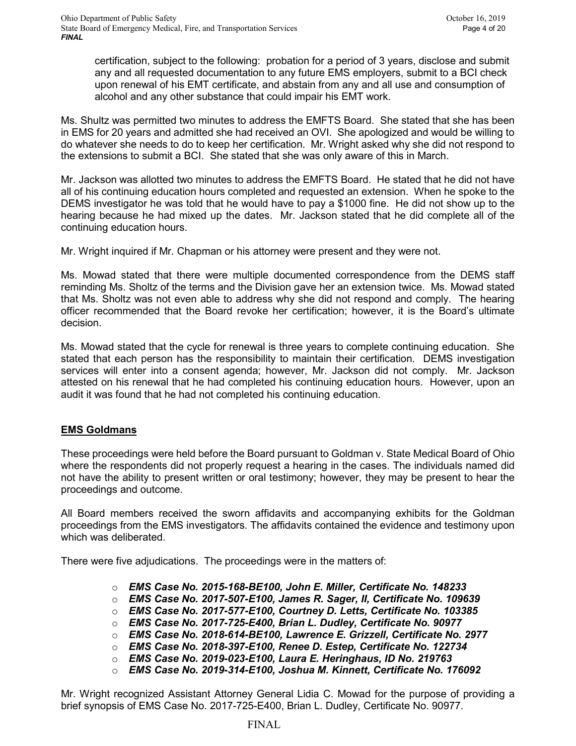certification, subject to the following: probation for a period of 3 years, disclose and submit any and all requested documentation to any future EMS employers, submit to a BCI check upon renewal of his EMT certificate, and abstain from any and all use and consumption of alcohol and any other substance that could impair his EMT work.

Ms. Shultz was permitted two minutes to address the EMFTS Board. She stated that she has been in EMS for 20 years and admitted she had received an OVI. She apologized and would be willing to do whatever she needs to do to keep her certification. Mr. Wright asked why she did not respond to the extensions to submit a BCI. She stated that she was only aware of this in March.

Mr. Jackson was allotted two minutes to address the EMFTS Board. He stated that he did not have all of his continuing education hours completed and requested an extension. When he spoke to the DEMS investigator he was told that he would have to pay a $1000 fine. He did not show up to the hearing because he had mixed up the dates. Mr. Jackson stated that he did complete all of the continuing education hours.

Mr. Wright inquired if Mr. Chapman or his attorney were present and they were not.

Ms. Mowad stated that there were multiple documented correspondence from the DEMS staff reminding Ms. Sholtz of the terms and the Division gave her an extension twice. Ms. Mowad stated that Ms. Sholtz was not even able to address why she did not respond and comply. The hearing officer recommended that the Board revoke her certification; however, it is the Board's ultimate decision.

Ms. Mowad stated that the cycle for renewal is three years to complete continuing education. She stated that each person has the responsibility to maintain their certification. DEMS investigation services will enter into a consent agenda; however, Mr. Jackson did not comply. Mr. Jackson attested on his renewal that he had completed his continuing education hours. However, upon an audit it was found that he had not completed his continuing education.

## EMS Goldmans

These proceedings were held before the Board pursuant to Goldman v. State Medical Board of Ohio where the respondents did not properly request a hearing in the cases. The individuals named did not have the ability to present written or oral testimony; however, they may be present to hear the proceedings and outcome.

All Board members received the sworn affidavits and accompanying exhibits for the Goldman proceedings from the EMS investigators. The affidavits contained the evidence and testimony upon which was deliberated.

There were five adjudications. The proceedings were in the matters of:

- ***EMS Case No. 2015-168-BE100, John E. Miller, Certificate No. 148233***
- ***EMS Case No. 2017-507-E100, James R. Sager, II, Certificate No. 109639***
- ***EMS Case No. 2017-577-E100, Courtney D. Letts, Certificate No. 103385***
- ***EMS Case No. 2017-725-E400, Brian L. Dudley, Certificate No. 90977***
- ***EMS Case No. 2018-614-BE100, Lawrence E. Grizzell, Certificate No. 2977***
- ***EMS Case No. 2018-397-E100, Renee D. Estep, Certificate No. 122734***
- ***EMS Case No. 2019-023-E100, Laura E. Heringhaus, ID No. 219763***
- ***EMS Case No. 2019-314-E100, Joshua M. Kinnett, Certificate No. 176092***

Mr. Wright recognized Assistant Attorney General Lidia C. Mowad for the purpose of providing a brief synopsis of EMS Case No. 2017-725-E400, Brian L. Dudley, Certificate No. 90977.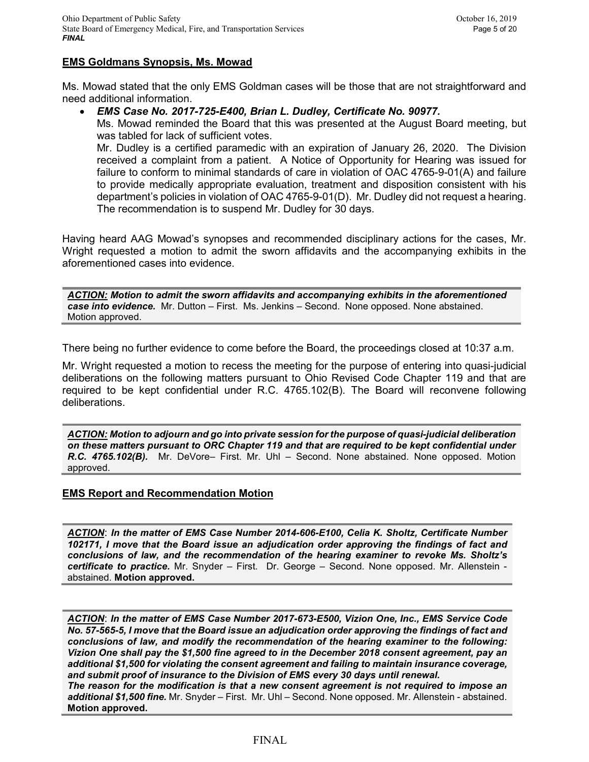## EMS Goldmans Synopsis, Ms. Mowad

Ms. Mowad stated that the only EMS Goldman cases will be those that are not straightforward and need additional information.

- ***EMS Case No. 2017-725-E400, Brian L. Dudley, Certificate No. 90977.***
  Ms. Mowad reminded the Board that this was presented at the August Board meeting, but was tabled for lack of sufficient votes.
  Mr. Dudley is a certified paramedic with an expiration of January 26, 2020. The Division received a complaint from a patient. A Notice of Opportunity for Hearing was issued for failure to conform to minimal standards of care in violation of OAC 4765-9-01(A) and failure to provide medically appropriate evaluation, treatment and disposition consistent with his department's policies in violation of OAC 4765-9-01(D). Mr. Dudley did not request a hearing. The recommendation is to suspend Mr. Dudley for 30 days.

Having heard AAG Mowad's synopses and recommended disciplinary actions for the cases, Mr. Wright requested a motion to admit the sworn affidavits and the accompanying exhibits in the aforementioned cases into evidence.

***ACTION:* Motion to admit the sworn affidavits and accompanying exhibits in the aforementioned case into evidence.** Mr. Dutton – First. Ms. Jenkins – Second. None opposed. None abstained. Motion approved.

There being no further evidence to come before the Board, the proceedings closed at 10:37 a.m.

Mr. Wright requested a motion to recess the meeting for the purpose of entering into quasi-judicial deliberations on the following matters pursuant to Ohio Revised Code Chapter 119 and that are required to be kept confidential under R.C. 4765.102(B). The Board will reconvene following deliberations.

***ACTION:* Motion to adjourn and go into private session for the purpose of quasi-judicial deliberation on these matters pursuant to ORC Chapter 119 and that are required to be kept confidential under R.C. 4765.102(B).** Mr. DeVore– First. Mr. Uhl – Second. None abstained. None opposed. Motion approved.

## EMS Report and Recommendation Motion

***ACTION*: *In the matter of EMS Case Number 2014-606-E100, Celia K. Sholtz, Certificate Number 102171, I move that the Board issue an adjudication order approving the findings of fact and conclusions of law, and the recommendation of the hearing examiner to revoke Ms. Sholtz's certificate to practice.*** Mr. Snyder – First. Dr. George – Second. None opposed. Mr. Allenstein - abstained. **Motion approved.**

***ACTION*: *In the matter of EMS Case Number 2017-673-E500, Vizion One, Inc., EMS Service Code No. 57-565-5, I move that the Board issue an adjudication order approving the findings of fact and conclusions of law, and modify the recommendation of the hearing examiner to the following: Vizion One shall pay the $1,500 fine agreed to in the December 2018 consent agreement, pay an additional $1,500 for violating the consent agreement and failing to maintain insurance coverage, and submit proof of insurance to the Division of EMS every 30 days until renewal.***
***The reason for the modification is that a new consent agreement is not required to impose an additional $1,500 fine.*** Mr. Snyder – First. Mr. Uhl – Second. None opposed. Mr. Allenstein - abstained. **Motion approved.**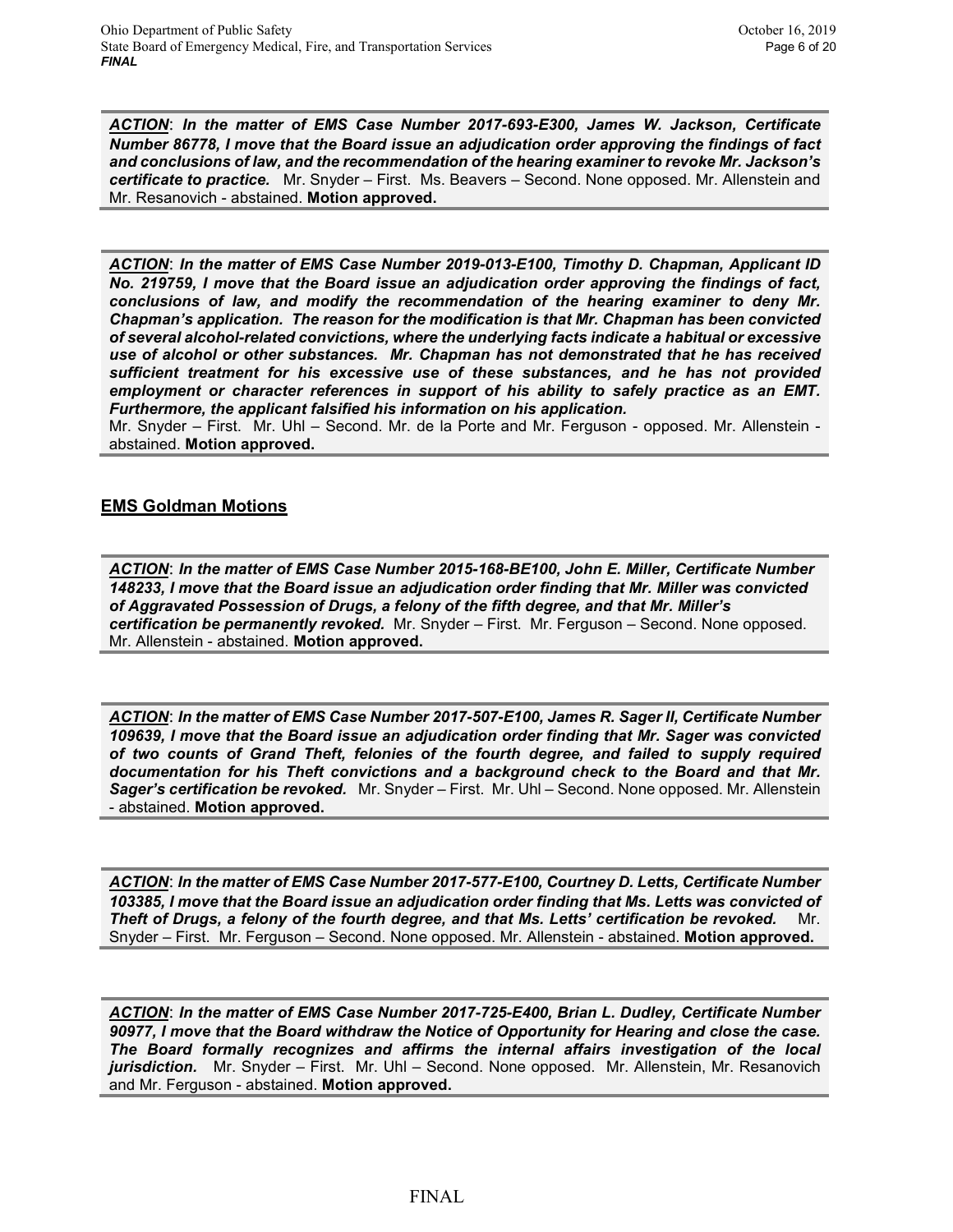***ACTION***: ***In the matter of EMS Case Number 2017-693-E300, James W. Jackson, Certificate Number 86778, I move that the Board issue an adjudication order approving the findings of fact and conclusions of law, and the recommendation of the hearing examiner to revoke Mr. Jackson's certificate to practice.*** Mr. Snyder – First. Ms. Beavers – Second. None opposed. Mr. Allenstein and Mr. Resanovich - abstained. **Motion approved.**

***ACTION***: ***In the matter of EMS Case Number 2019-013-E100, Timothy D. Chapman, Applicant ID No. 219759, I move that the Board issue an adjudication order approving the findings of fact, conclusions of law, and modify the recommendation of the hearing examiner to deny Mr. Chapman's application. The reason for the modification is that Mr. Chapman has been convicted of several alcohol-related convictions, where the underlying facts indicate a habitual or excessive use of alcohol or other substances. Mr. Chapman has not demonstrated that he has received sufficient treatment for his excessive use of these substances, and he has not provided employment or character references in support of his ability to safely practice as an EMT. Furthermore, the applicant falsified his information on his application.***
Mr. Snyder – First. Mr. Uhl – Second. Mr. de la Porte and Mr. Ferguson - opposed. Mr. Allenstein - abstained. **Motion approved.**

## EMS Goldman Motions

***ACTION***: ***In the matter of EMS Case Number 2015-168-BE100, John E. Miller, Certificate Number 148233, I move that the Board issue an adjudication order finding that Mr. Miller was convicted of Aggravated Possession of Drugs, a felony of the fifth degree, and that Mr. Miller's certification be permanently revoked.*** Mr. Snyder – First. Mr. Ferguson – Second. None opposed. Mr. Allenstein - abstained. **Motion approved.**

***ACTION***: ***In the matter of EMS Case Number 2017-507-E100, James R. Sager II, Certificate Number 109639, I move that the Board issue an adjudication order finding that Mr. Sager was convicted of two counts of Grand Theft, felonies of the fourth degree, and failed to supply required documentation for his Theft convictions and a background check to the Board and that Mr. Sager's certification be revoked.*** Mr. Snyder – First. Mr. Uhl – Second. None opposed. Mr. Allenstein - abstained. **Motion approved.**

***ACTION***: ***In the matter of EMS Case Number 2017-577-E100, Courtney D. Letts, Certificate Number 103385, I move that the Board issue an adjudication order finding that Ms. Letts was convicted of Theft of Drugs, a felony of the fourth degree, and that Ms. Letts' certification be revoked.*** Mr. Snyder – First. Mr. Ferguson – Second. None opposed. Mr. Allenstein - abstained. **Motion approved.**

***ACTION***: ***In the matter of EMS Case Number 2017-725-E400, Brian L. Dudley, Certificate Number 90977, I move that the Board withdraw the Notice of Opportunity for Hearing and close the case. The Board formally recognizes and affirms the internal affairs investigation of the local jurisdiction.*** Mr. Snyder – First. Mr. Uhl – Second. None opposed. Mr. Allenstein, Mr. Resanovich and Mr. Ferguson - abstained. **Motion approved.**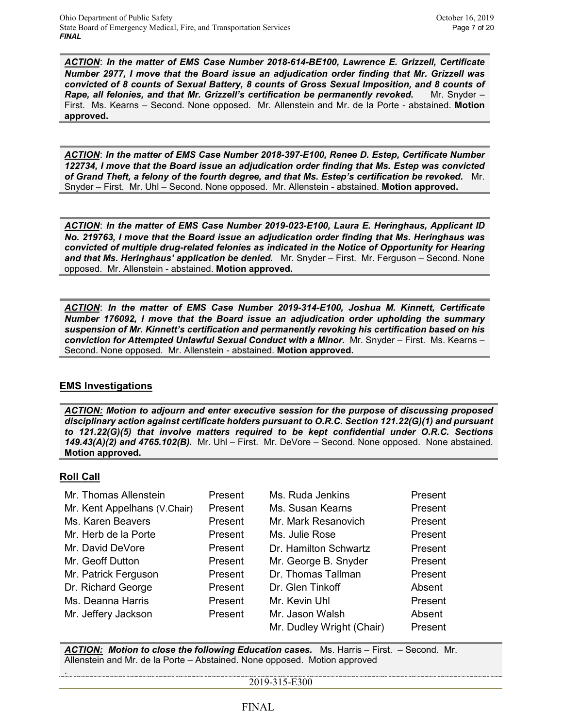***ACTION***: ***In the matter of EMS Case Number 2018-614-BE100, Lawrence E. Grizzell, Certificate Number 2977, I move that the Board issue an adjudication order finding that Mr. Grizzell was convicted of 8 counts of Sexual Battery, 8 counts of Gross Sexual Imposition, and 8 counts of Rape, all felonies, and that Mr. Grizzell's certification be permanently revoked.*** Mr. Snyder – First. Ms. Kearns – Second. None opposed. Mr. Allenstein and Mr. de la Porte - abstained. **Motion approved.**

***ACTION***: ***In the matter of EMS Case Number 2018-397-E100, Renee D. Estep, Certificate Number 122734, I move that the Board issue an adjudication order finding that Ms. Estep was convicted of Grand Theft, a felony of the fourth degree, and that Ms. Estep's certification be revoked.*** Mr. Snyder – First. Mr. Uhl – Second. None opposed. Mr. Allenstein - abstained. **Motion approved.**

***ACTION***: ***In the matter of EMS Case Number 2019-023-E100, Laura E. Heringhaus, Applicant ID No. 219763, I move that the Board issue an adjudication order finding that Ms. Heringhaus was convicted of multiple drug-related felonies as indicated in the Notice of Opportunity for Hearing and that Ms. Heringhaus' application be denied.*** Mr. Snyder – First. Mr. Ferguson – Second. None opposed. Mr. Allenstein - abstained. **Motion approved.**

***ACTION***: ***In the matter of EMS Case Number 2019-314-E100, Joshua M. Kinnett, Certificate Number 176092, I move that the Board issue an adjudication order upholding the summary suspension of Mr. Kinnett's certification and permanently revoking his certification based on his conviction for Attempted Unlawful Sexual Conduct with a Minor.*** Mr. Snyder – First. Ms. Kearns – Second. None opposed. Mr. Allenstein - abstained. **Motion approved.**

## EMS Investigations

***ACTION:*** ***Motion to adjourn and enter executive session for the purpose of discussing proposed disciplinary action against certificate holders pursuant to O.R.C. Section 121.22(G)(1) and pursuant to 121.22(G)(5) that involve matters required to be kept confidential under O.R.C. Sections 149.43(A)(2) and 4765.102(B).*** Mr. Uhl – First. Mr. DeVore – Second. None opposed. None abstained. **Motion approved.**

## Roll Call

| | | | |
|---|---|---|---|
| Mr. Thomas Allenstein | Present | Ms. Ruda Jenkins | Present |
| Mr. Kent Appelhans (V.Chair) | Present | Ms. Susan Kearns | Present |
| Ms. Karen Beavers | Present | Mr. Mark Resanovich | Present |
| Mr. Herb de la Porte | Present | Ms. Julie Rose | Present |
| Mr. David DeVore | Present | Dr. Hamilton Schwartz | Present |
| Mr. Geoff Dutton | Present | Mr. George B. Snyder | Present |
| Mr. Patrick Ferguson | Present | Dr. Thomas Tallman | Present |
| Dr. Richard George | Present | Dr. Glen Tinkoff | Absent |
| Ms. Deanna Harris | Present | Mr. Kevin Uhl | Present |
| Mr. Jeffery Jackson | Present | Mr. Jason Walsh | Absent |
| | | Mr. Dudley Wright (Chair) | Present |

***ACTION:*** ***Motion to close the following Education cases.*** Ms. Harris – First. – Second. Mr. Allenstein and Mr. de la Porte – Abstained. None opposed. Motion approved

.

2019-315-E300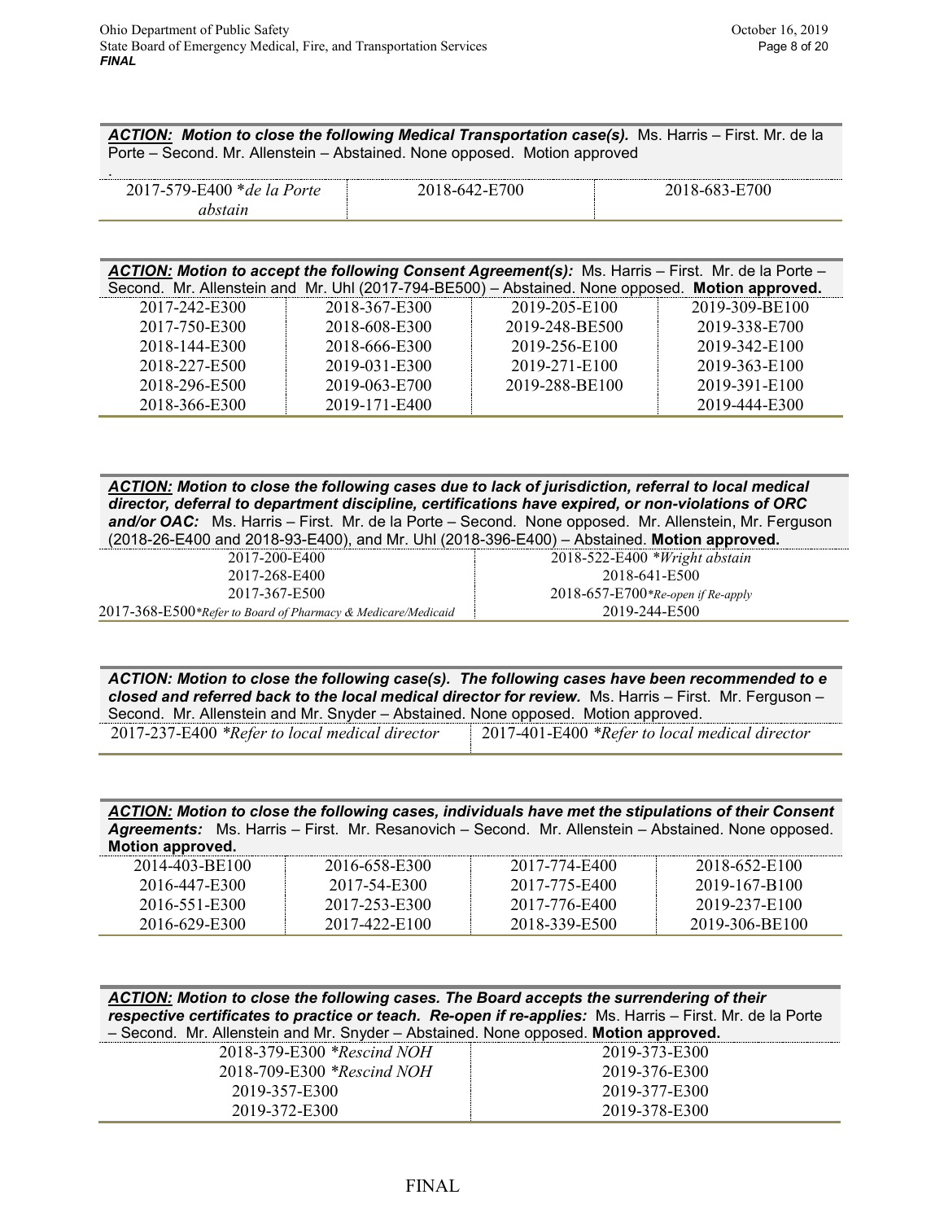***ACTION:*** ***Motion to close the following Medical Transportation case(s).*** Ms. Harris – First. Mr. de la Porte – Second. Mr. Allenstein – Abstained. None opposed. Motion approved

.

| | | |
|---|---|---|
| 2017-579-E400 **de la Porte abstain* | 2018-642-E700 | 2018-683-E700 |

***ACTION:*** ***Motion to accept the following Consent Agreement(s):*** Ms. Harris – First. Mr. de la Porte – Second. Mr. Allenstein and Mr. Uhl (2017-794-BE500) – Abstained. None opposed. **Motion approved.**

| | | | |
|---|---|---|---|
| 2017-242-E300 | 2018-367-E300 | 2019-205-E100 | 2019-309-BE100 |
| 2017-750-E300 | 2018-608-E300 | 2019-248-BE500 | 2019-338-E700 |
| 2018-144-E300 | 2018-666-E300 | 2019-256-E100 | 2019-342-E100 |
| 2018-227-E500 | 2019-031-E300 | 2019-271-E100 | 2019-363-E100 |
| 2018-296-E500 | 2019-063-E700 | 2019-288-BE100 | 2019-391-E100 |
| 2018-366-E300 | 2019-171-E400 | | 2019-444-E300 |

***ACTION:*** ***Motion to close the following cases due to lack of jurisdiction, referral to local medical director, deferral to department discipline, certifications have expired, or non-violations of ORC and/or OAC:*** Ms. Harris – First. Mr. de la Porte – Second. None opposed. Mr. Allenstein, Mr. Ferguson (2018-26-E400 and 2018-93-E400), and Mr. Uhl (2018-396-E400) – Abstained. **Motion approved.**

| | |
|---|---|
| 2017-200-E400 | 2018-522-E400 **Wright abstain* |
| 2017-268-E400 | 2018-641-E500 |
| 2017-367-E500 | 2018-657-E700**Re-open if Re-apply* |
| 2017-368-E500**Refer to Board of Pharmacy & Medicare/Medicaid* | 2019-244-E500 |

***ACTION: Motion to close the following case(s). The following cases have been recommended to e closed and referred back to the local medical director for review.*** Ms. Harris – First. Mr. Ferguson – Second. Mr. Allenstein and Mr. Snyder – Abstained. None opposed. Motion approved.

| | |
|---|---|
| 2017-237-E400 **Refer to local medical director* | 2017-401-E400 **Refer to local medical director* |

***ACTION:*** ***Motion to close the following cases, individuals have met the stipulations of their Consent Agreements:*** Ms. Harris – First. Mr. Resanovich – Second. Mr. Allenstein – Abstained. None opposed. **Motion approved.**

| | | | |
|---|---|---|---|
| 2014-403-BE100 | 2016-658-E300 | 2017-774-E400 | 2018-652-E100 |
| 2016-447-E300 | 2017-54-E300 | 2017-775-E400 | 2019-167-B100 |
| 2016-551-E300 | 2017-253-E300 | 2017-776-E400 | 2019-237-E100 |
| 2016-629-E300 | 2017-422-E100 | 2018-339-E500 | 2019-306-BE100 |

***ACTION:*** ***Motion to close the following cases. The Board accepts the surrendering of their respective certificates to practice or teach. Re-open if re-applies:*** Ms. Harris – First. Mr. de la Porte – Second. Mr. Allenstein and Mr. Snyder – Abstained. None opposed. **Motion approved.**

| | |
|---|---|
| 2018-379-E300 **Rescind NOH* | 2019-373-E300 |
| 2018-709-E300 **Rescind NOH* | 2019-376-E300 |
| 2019-357-E300 | 2019-377-E300 |
| 2019-372-E300 | 2019-378-E300 |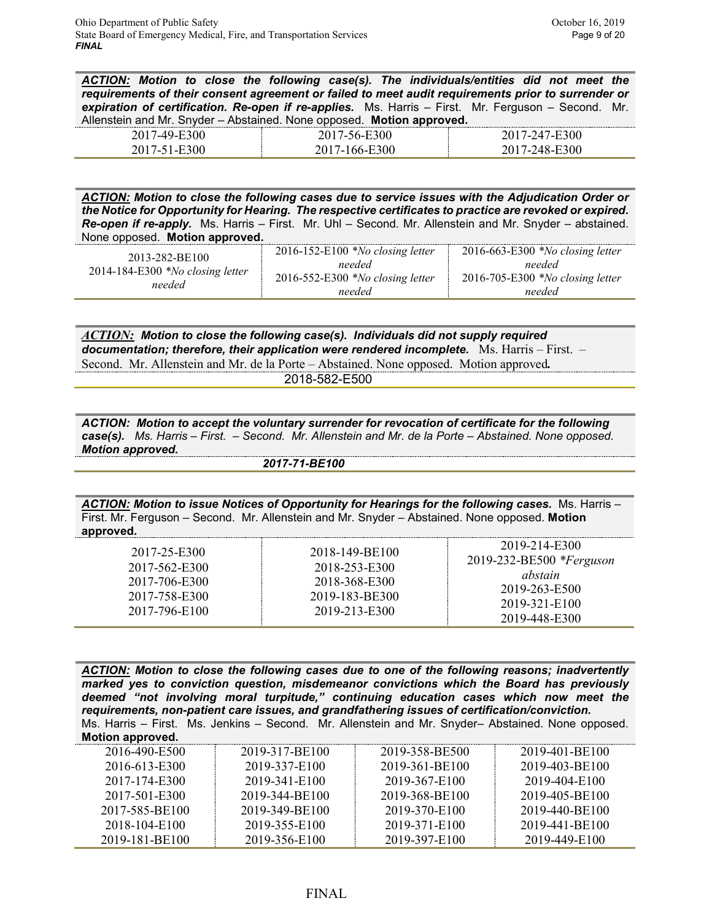***ACTION:*** ***Motion to close the following case(s). The individuals/entities did not meet the requirements of their consent agreement or failed to meet audit requirements prior to surrender or expiration of certification. Re-open if re-applies.*** Ms. Harris – First. Mr. Ferguson – Second. Mr. Allenstein and Mr. Snyder – Abstained. None opposed. **Motion approved.**

| | | |
|---|---|---|
| 2017-49-E300 | 2017-56-E300 | 2017-247-E300 |
| 2017-51-E300 | 2017-166-E300 | 2017-248-E300 |

***ACTION:*** ***Motion to close the following cases due to service issues with the Adjudication Order or the Notice for Opportunity for Hearing. The respective certificates to practice are revoked or expired. Re-open if re-apply.*** Ms. Harris – First. Mr. Uhl – Second. Mr. Allenstein and Mr. Snyder – abstained. None opposed. **Motion approved.**

| | | |
|---|---|---|
| 2013-282-BE100<br>2014-184-E300 **No closing letter needed* | 2016-152-E100 **No closing letter needed*<br>2016-552-E300 **No closing letter needed* | 2016-663-E300 **No closing letter needed*<br>2016-705-E300 **No closing letter needed* |

***ACTION:*** ***Motion to close the following case(s). Individuals did not supply required documentation; therefore, their application were rendered incomplete.*** Ms. Harris – First. – Second. Mr. Allenstein and Mr. de la Porte – Abstained. None opposed. Motion approved***.***

2018-582-E500

***ACTION: Motion to accept the voluntary surrender for revocation of certificate for the following case(s).*** *Ms. Harris – First. – Second. Mr. Allenstein and Mr. de la Porte – Abstained. None opposed.* ***Motion approved.***

***2017-71-BE100***

***ACTION:*** ***Motion to issue Notices of Opportunity for Hearings for the following cases.*** Ms. Harris – First. Mr. Ferguson – Second. Mr. Allenstein and Mr. Snyder – Abstained. None opposed. **Motion approved.**

| | | |
|---|---|---|
| 2017-25-E300<br>2017-562-E300<br>2017-706-E300<br>2017-758-E300<br>2017-796-E100 | 2018-149-BE100<br>2018-253-E300<br>2018-368-E300<br>2019-183-BE300<br>2019-213-E300 | 2019-214-E300<br>2019-232-BE500 **Ferguson abstain*<br>2019-263-E500<br>2019-321-E100<br>2019-448-E300 |

***ACTION:*** ***Motion to close the following cases due to one of the following reasons; inadvertently marked yes to conviction question, misdemeanor convictions which the Board has previously deemed "not involving moral turpitude," continuing education cases which now meet the requirements, non-patient care issues, and grandfathering issues of certification/conviction.*** Ms. Harris – First. Ms. Jenkins – Second. Mr. Allenstein and Mr. Snyder– Abstained. None opposed. **Motion approved.**

| | | | |
|---|---|---|---|
| 2016-490-E500 | 2019-317-BE100 | 2019-358-BE500 | 2019-401-BE100 |
| 2016-613-E300 | 2019-337-E100 | 2019-361-BE100 | 2019-403-BE100 |
| 2017-174-E300 | 2019-341-E100 | 2019-367-E100 | 2019-404-E100 |
| 2017-501-E300 | 2019-344-BE100 | 2019-368-BE100 | 2019-405-BE100 |
| 2017-585-BE100 | 2019-349-BE100 | 2019-370-E100 | 2019-440-BE100 |
| 2018-104-E100 | 2019-355-E100 | 2019-371-E100 | 2019-441-BE100 |
| 2019-181-BE100 | 2019-356-E100 | 2019-397-E100 | 2019-449-E100 |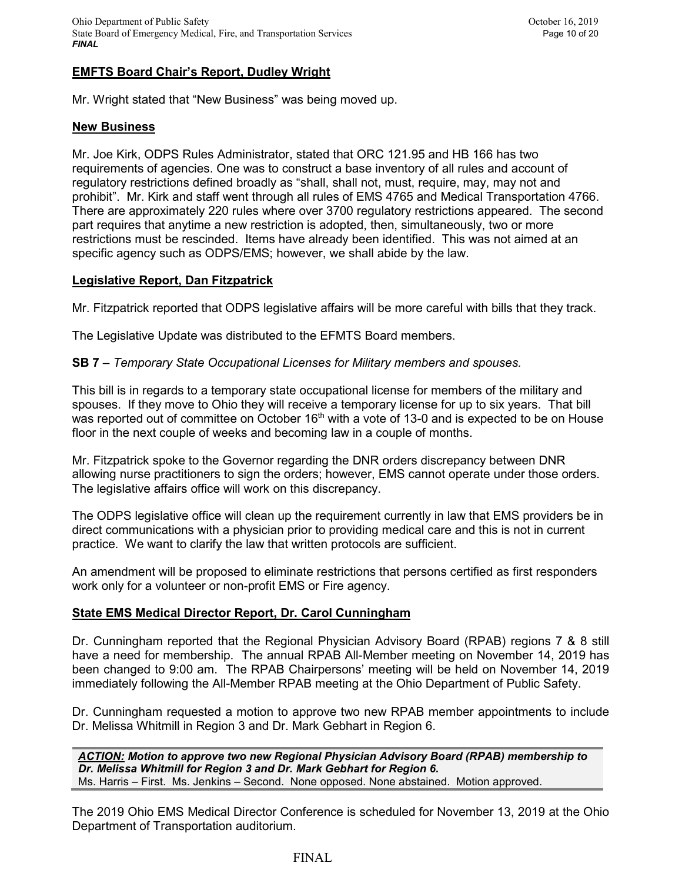## EMFTS Board Chair's Report, Dudley Wright

Mr. Wright stated that "New Business" was being moved up.

## New Business

Mr. Joe Kirk, ODPS Rules Administrator, stated that ORC 121.95 and HB 166 has two requirements of agencies. One was to construct a base inventory of all rules and account of regulatory restrictions defined broadly as "shall, shall not, must, require, may, may not and prohibit". Mr. Kirk and staff went through all rules of EMS 4765 and Medical Transportation 4766. There are approximately 220 rules where over 3700 regulatory restrictions appeared. The second part requires that anytime a new restriction is adopted, then, simultaneously, two or more restrictions must be rescinded. Items have already been identified. This was not aimed at an specific agency such as ODPS/EMS; however, we shall abide by the law.

## Legislative Report, Dan Fitzpatrick

Mr. Fitzpatrick reported that ODPS legislative affairs will be more careful with bills that they track.

The Legislative Update was distributed to the EFMTS Board members.

**SB 7** – *Temporary State Occupational Licenses for Military members and spouses.*

This bill is in regards to a temporary state occupational license for members of the military and spouses. If they move to Ohio they will receive a temporary license for up to six years. That bill was reported out of committee on October 16th with a vote of 13-0 and is expected to be on House floor in the next couple of weeks and becoming law in a couple of months.

Mr. Fitzpatrick spoke to the Governor regarding the DNR orders discrepancy between DNR allowing nurse practitioners to sign the orders; however, EMS cannot operate under those orders. The legislative affairs office will work on this discrepancy.

The ODPS legislative office will clean up the requirement currently in law that EMS providers be in direct communications with a physician prior to providing medical care and this is not in current practice. We want to clarify the law that written protocols are sufficient.

An amendment will be proposed to eliminate restrictions that persons certified as first responders work only for a volunteer or non-profit EMS or Fire agency.

## State EMS Medical Director Report, Dr. Carol Cunningham

Dr. Cunningham reported that the Regional Physician Advisory Board (RPAB) regions 7 & 8 still have a need for membership. The annual RPAB All-Member meeting on November 14, 2019 has been changed to 9:00 am. The RPAB Chairpersons' meeting will be held on November 14, 2019 immediately following the All-Member RPAB meeting at the Ohio Department of Public Safety.

Dr. Cunningham requested a motion to approve two new RPAB member appointments to include Dr. Melissa Whitmill in Region 3 and Dr. Mark Gebhart in Region 6.

***ACTION:*** ***Motion to approve two new Regional Physician Advisory Board (RPAB) membership to Dr. Melissa Whitmill for Region 3 and Dr. Mark Gebhart for Region 6.***
Ms. Harris – First. Ms. Jenkins – Second. None opposed. None abstained. Motion approved.

The 2019 Ohio EMS Medical Director Conference is scheduled for November 13, 2019 at the Ohio Department of Transportation auditorium.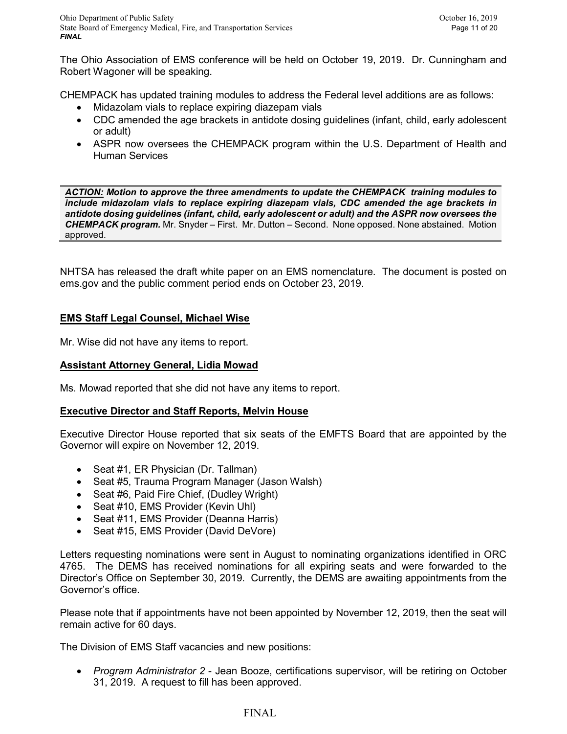The Ohio Association of EMS conference will be held on October 19, 2019. Dr. Cunningham and Robert Wagoner will be speaking.

CHEMPACK has updated training modules to address the Federal level additions are as follows:

- Midazolam vials to replace expiring diazepam vials
- CDC amended the age brackets in antidote dosing guidelines (infant, child, early adolescent or adult)
- ASPR now oversees the CHEMPACK program within the U.S. Department of Health and Human Services

> ***ACTION:*** ***Motion to approve the three amendments to update the CHEMPACK training modules to include midazolam vials to replace expiring diazepam vials, CDC amended the age brackets in antidote dosing guidelines (infant, child, early adolescent or adult) and the ASPR now oversees the CHEMPACK program.*** Mr. Snyder – First. Mr. Dutton – Second. None opposed. None abstained. Motion approved.

NHTSA has released the draft white paper on an EMS nomenclature. The document is posted on ems.gov and the public comment period ends on October 23, 2019.

## EMS Staff Legal Counsel, Michael Wise

Mr. Wise did not have any items to report.

## Assistant Attorney General, Lidia Mowad

Ms. Mowad reported that she did not have any items to report.

## Executive Director and Staff Reports, Melvin House

Executive Director House reported that six seats of the EMFTS Board that are appointed by the Governor will expire on November 12, 2019.

- Seat #1, ER Physician (Dr. Tallman)
- Seat #5, Trauma Program Manager (Jason Walsh)
- Seat #6, Paid Fire Chief, (Dudley Wright)
- Seat #10, EMS Provider (Kevin Uhl)
- Seat #11, EMS Provider (Deanna Harris)
- Seat #15, EMS Provider (David DeVore)

Letters requesting nominations were sent in August to nominating organizations identified in ORC 4765. The DEMS has received nominations for all expiring seats and were forwarded to the Director's Office on September 30, 2019. Currently, the DEMS are awaiting appointments from the Governor's office.

Please note that if appointments have not been appointed by November 12, 2019, then the seat will remain active for 60 days.

The Division of EMS Staff vacancies and new positions:

- *Program Administrator 2* - Jean Booze, certifications supervisor, will be retiring on October 31, 2019. A request to fill has been approved.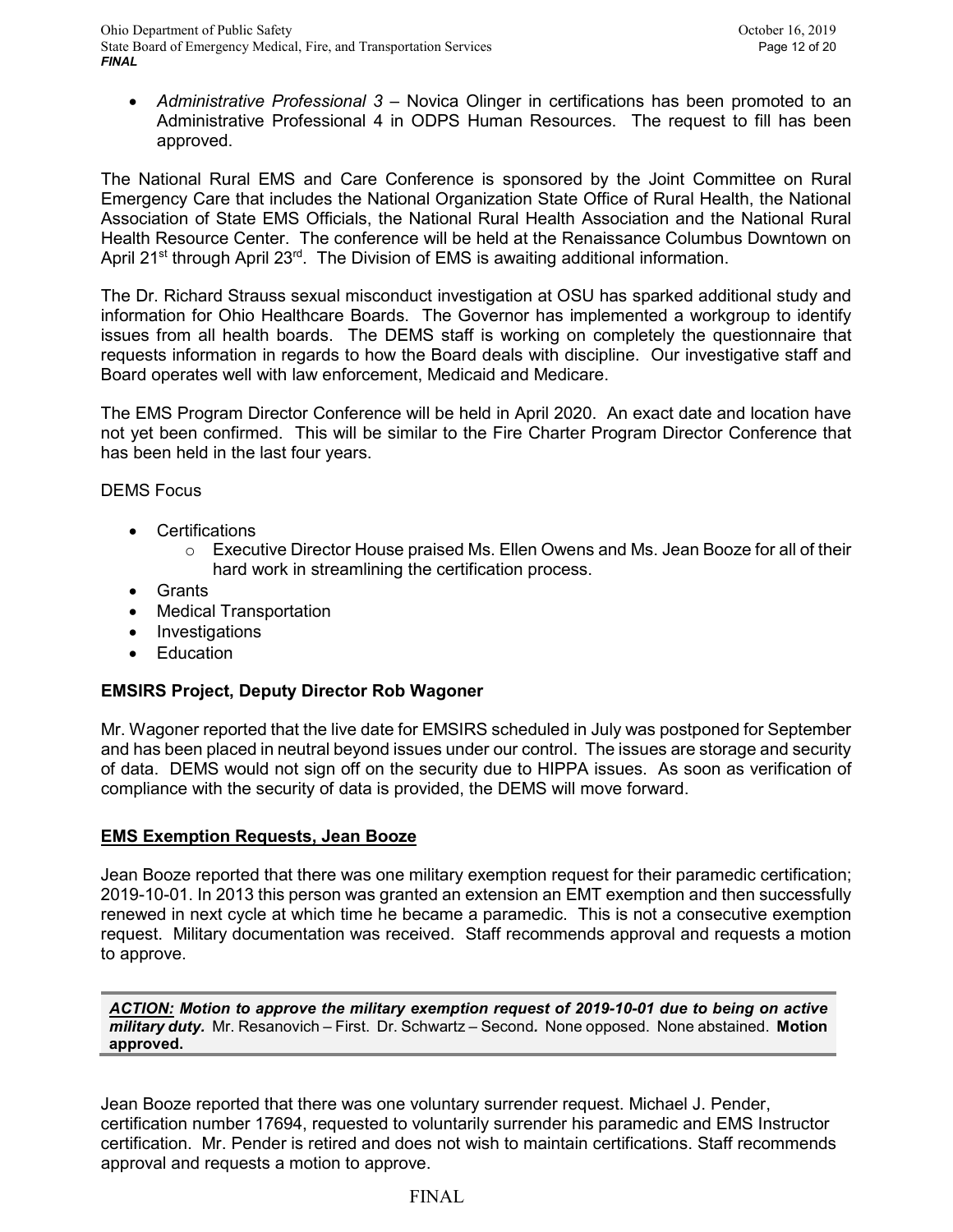- *Administrative Professional 3* – Novica Olinger in certifications has been promoted to an Administrative Professional 4 in ODPS Human Resources. The request to fill has been approved.

The National Rural EMS and Care Conference is sponsored by the Joint Committee on Rural Emergency Care that includes the National Organization State Office of Rural Health, the National Association of State EMS Officials, the National Rural Health Association and the National Rural Health Resource Center. The conference will be held at the Renaissance Columbus Downtown on April 21st through April 23rd. The Division of EMS is awaiting additional information.

The Dr. Richard Strauss sexual misconduct investigation at OSU has sparked additional study and information for Ohio Healthcare Boards. The Governor has implemented a workgroup to identify issues from all health boards. The DEMS staff is working on completely the questionnaire that requests information in regards to how the Board deals with discipline. Our investigative staff and Board operates well with law enforcement, Medicaid and Medicare.

The EMS Program Director Conference will be held in April 2020. An exact date and location have not yet been confirmed. This will be similar to the Fire Charter Program Director Conference that has been held in the last four years.

DEMS Focus

- Certifications
    - Executive Director House praised Ms. Ellen Owens and Ms. Jean Booze for all of their hard work in streamlining the certification process.
- Grants
- Medical Transportation
- Investigations
- Education

**EMSIRS Project, Deputy Director Rob Wagoner**

Mr. Wagoner reported that the live date for EMSIRS scheduled in July was postponed for September and has been placed in neutral beyond issues under our control. The issues are storage and security of data. DEMS would not sign off on the security due to HIPPA issues. As soon as verification of compliance with the security of data is provided, the DEMS will move forward.

**EMS Exemption Requests, Jean Booze**

Jean Booze reported that there was one military exemption request for their paramedic certification; 2019-10-01. In 2013 this person was granted an extension an EMT exemption and then successfully renewed in next cycle at which time he became a paramedic. This is not a consecutive exemption request. Military documentation was received. Staff recommends approval and requests a motion to approve.

> ***ACTION:* Motion to approve the military exemption request of 2019-10-01 due to being on active military duty.** Mr. Resanovich – First. Dr. Schwartz – Second. None opposed. None abstained. **Motion approved.**

Jean Booze reported that there was one voluntary surrender request. Michael J. Pender, certification number 17694, requested to voluntarily surrender his paramedic and EMS Instructor certification. Mr. Pender is retired and does not wish to maintain certifications. Staff recommends approval and requests a motion to approve.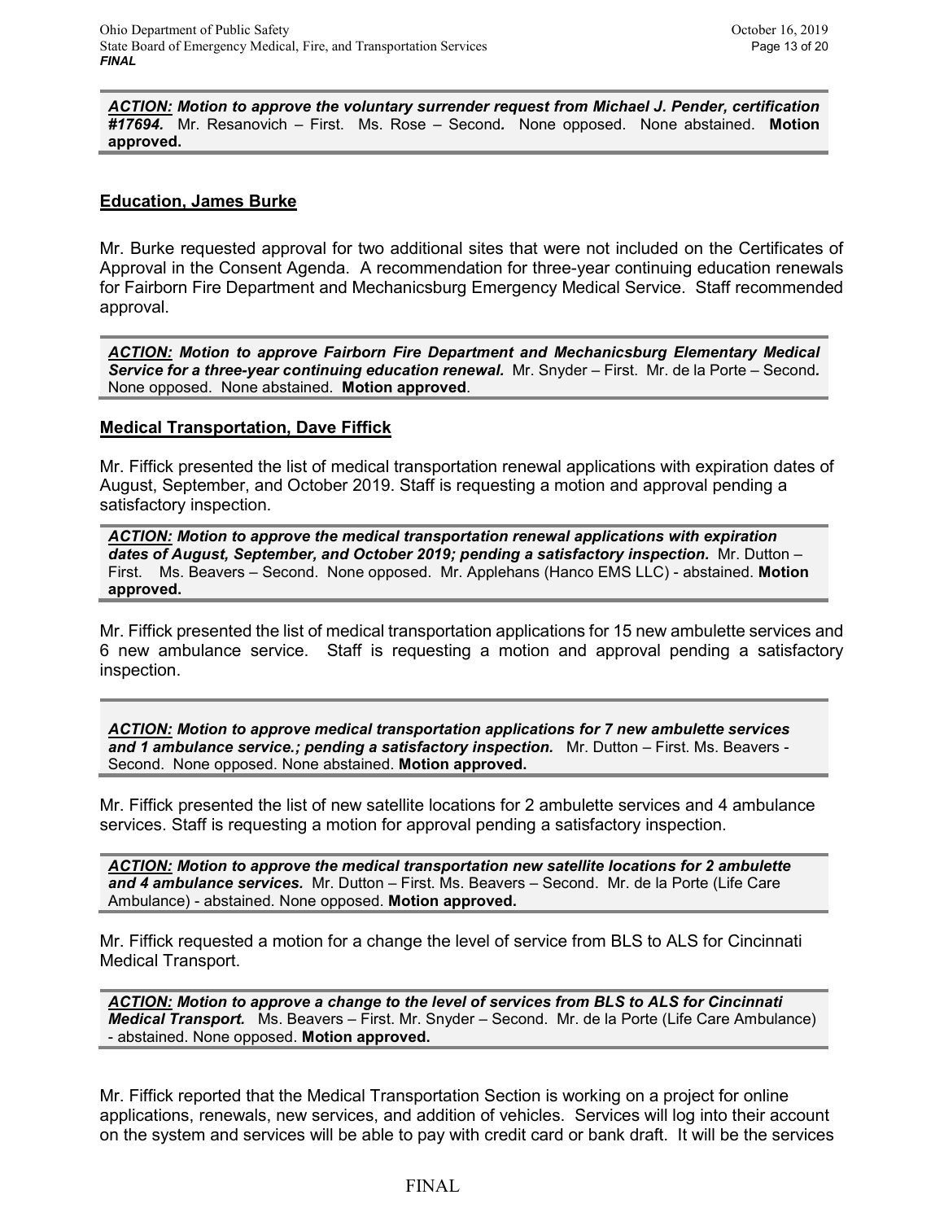***ACTION:*** ***Motion to approve the voluntary surrender request from Michael J. Pender, certification #17694.*** Mr. Resanovich – First. Ms. Rose – Second***.*** None opposed. None abstained. **Motion approved.**

## Education, James Burke

Mr. Burke requested approval for two additional sites that were not included on the Certificates of Approval in the Consent Agenda. A recommendation for three-year continuing education renewals for Fairborn Fire Department and Mechanicsburg Emergency Medical Service. Staff recommended approval.

***ACTION:*** ***Motion to approve Fairborn Fire Department and Mechanicsburg Elementary Medical Service for a three-year continuing education renewal.*** Mr. Snyder – First. Mr. de la Porte – Second***.*** None opposed. None abstained. **Motion approved**.

## Medical Transportation, Dave Fiffick

Mr. Fiffick presented the list of medical transportation renewal applications with expiration dates of August, September, and October 2019. Staff is requesting a motion and approval pending a satisfactory inspection.

***ACTION:*** ***Motion to approve the medical transportation renewal applications with expiration dates of August, September, and October 2019; pending a satisfactory inspection.*** Mr. Dutton – First. Ms. Beavers – Second. None opposed. Mr. Applehans (Hanco EMS LLC) - abstained. **Motion approved.**

Mr. Fiffick presented the list of medical transportation applications for 15 new ambulette services and 6 new ambulance service. Staff is requesting a motion and approval pending a satisfactory inspection.

***ACTION:*** ***Motion to approve medical transportation applications for 7 new ambulette services and 1 ambulance service.; pending a satisfactory inspection.*** Mr. Dutton – First. Ms. Beavers - Second. None opposed. None abstained. **Motion approved.**

Mr. Fiffick presented the list of new satellite locations for 2 ambulette services and 4 ambulance services. Staff is requesting a motion for approval pending a satisfactory inspection.

***ACTION:*** ***Motion to approve the medical transportation new satellite locations for 2 ambulette and 4 ambulance services.*** Mr. Dutton – First. Ms. Beavers – Second. Mr. de la Porte (Life Care Ambulance) - abstained. None opposed. **Motion approved.**

Mr. Fiffick requested a motion for a change the level of service from BLS to ALS for Cincinnati Medical Transport.

***ACTION:*** ***Motion to approve a change to the level of services from BLS to ALS for Cincinnati Medical Transport.*** Ms. Beavers – First. Mr. Snyder – Second. Mr. de la Porte (Life Care Ambulance) - abstained. None opposed. **Motion approved.**

Mr. Fiffick reported that the Medical Transportation Section is working on a project for online applications, renewals, new services, and addition of vehicles. Services will log into their account on the system and services will be able to pay with credit card or bank draft. It will be the services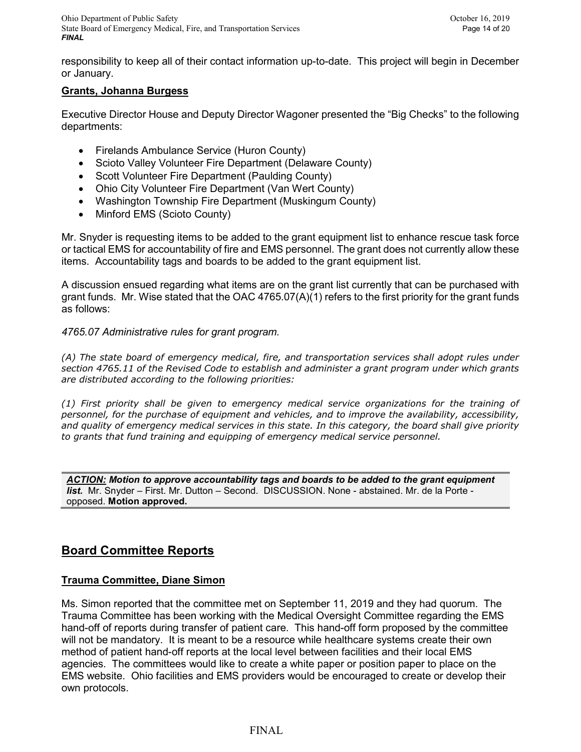responsibility to keep all of their contact information up-to-date. This project will begin in December or January.

**Grants, Johanna Burgess**

Executive Director House and Deputy Director Wagoner presented the "Big Checks" to the following departments:

- Firelands Ambulance Service (Huron County)
- Scioto Valley Volunteer Fire Department (Delaware County)
- Scott Volunteer Fire Department (Paulding County)
- Ohio City Volunteer Fire Department (Van Wert County)
- Washington Township Fire Department (Muskingum County)
- Minford EMS (Scioto County)

Mr. Snyder is requesting items to be added to the grant equipment list to enhance rescue task force or tactical EMS for accountability of fire and EMS personnel. The grant does not currently allow these items. Accountability tags and boards to be added to the grant equipment list.

A discussion ensued regarding what items are on the grant list currently that can be purchased with grant funds. Mr. Wise stated that the OAC 4765.07(A)(1) refers to the first priority for the grant funds as follows:

*4765.07 Administrative rules for grant program.*

*(A) The state board of emergency medical, fire, and transportation services shall adopt rules under section 4765.11 of the Revised Code to establish and administer a grant program under which grants are distributed according to the following priorities:*

*(1) First priority shall be given to emergency medical service organizations for the training of personnel, for the purchase of equipment and vehicles, and to improve the availability, accessibility, and quality of emergency medical services in this state. In this category, the board shall give priority to grants that fund training and equipping of emergency medical service personnel.*

***ACTION:*** ***Motion to approve accountability tags and boards to be added to the grant equipment list.*** Mr. Snyder – First. Mr. Dutton – Second. DISCUSSION. None - abstained. Mr. de la Porte - opposed. **Motion approved.**

## Board Committee Reports

### Trauma Committee, Diane Simon

Ms. Simon reported that the committee met on September 11, 2019 and they had quorum. The Trauma Committee has been working with the Medical Oversight Committee regarding the EMS hand-off of reports during transfer of patient care. This hand-off form proposed by the committee will not be mandatory. It is meant to be a resource while healthcare systems create their own method of patient hand-off reports at the local level between facilities and their local EMS agencies. The committees would like to create a white paper or position paper to place on the EMS website. Ohio facilities and EMS providers would be encouraged to create or develop their own protocols.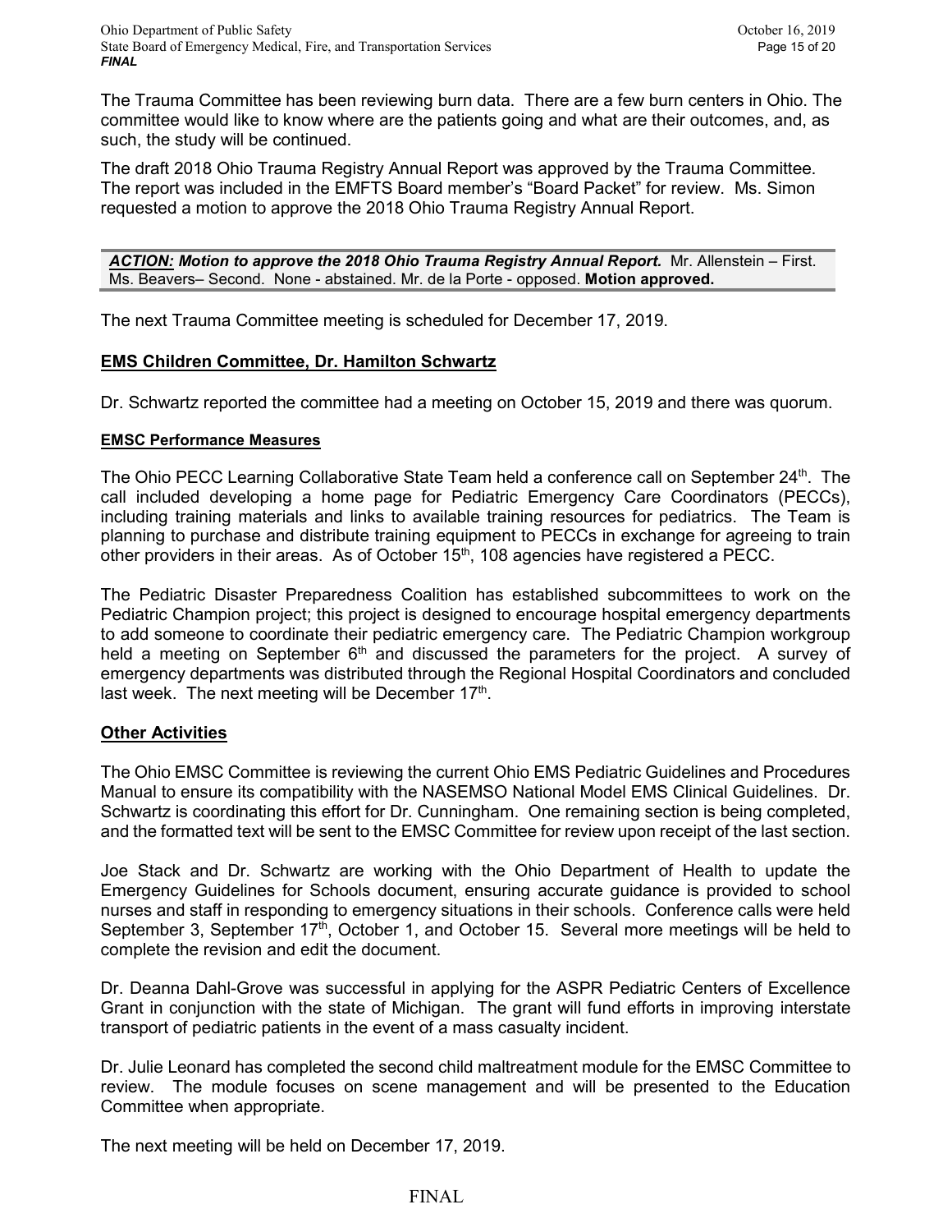The Trauma Committee has been reviewing burn data. There are a few burn centers in Ohio. The committee would like to know where are the patients going and what are their outcomes, and, as such, the study will be continued.

The draft 2018 Ohio Trauma Registry Annual Report was approved by the Trauma Committee. The report was included in the EMFTS Board member's "Board Packet" for review. Ms. Simon requested a motion to approve the 2018 Ohio Trauma Registry Annual Report.

***ACTION:* *Motion to approve the 2018 Ohio Trauma Registry Annual Report.*** Mr. Allenstein – First. Ms. Beavers– Second. None - abstained. Mr. de la Porte - opposed. **Motion approved.**

The next Trauma Committee meeting is scheduled for December 17, 2019.

## EMS Children Committee, Dr. Hamilton Schwartz

Dr. Schwartz reported the committee had a meeting on October 15, 2019 and there was quorum.

### EMSC Performance Measures

The Ohio PECC Learning Collaborative State Team held a conference call on September 24th. The call included developing a home page for Pediatric Emergency Care Coordinators (PECCs), including training materials and links to available training resources for pediatrics. The Team is planning to purchase and distribute training equipment to PECCs in exchange for agreeing to train other providers in their areas. As of October 15th, 108 agencies have registered a PECC.

The Pediatric Disaster Preparedness Coalition has established subcommittees to work on the Pediatric Champion project; this project is designed to encourage hospital emergency departments to add someone to coordinate their pediatric emergency care. The Pediatric Champion workgroup held a meeting on September 6th and discussed the parameters for the project. A survey of emergency departments was distributed through the Regional Hospital Coordinators and concluded last week. The next meeting will be December 17th.

## Other Activities

The Ohio EMSC Committee is reviewing the current Ohio EMS Pediatric Guidelines and Procedures Manual to ensure its compatibility with the NASEMSO National Model EMS Clinical Guidelines. Dr. Schwartz is coordinating this effort for Dr. Cunningham. One remaining section is being completed, and the formatted text will be sent to the EMSC Committee for review upon receipt of the last section.

Joe Stack and Dr. Schwartz are working with the Ohio Department of Health to update the Emergency Guidelines for Schools document, ensuring accurate guidance is provided to school nurses and staff in responding to emergency situations in their schools. Conference calls were held September 3, September 17th, October 1, and October 15. Several more meetings will be held to complete the revision and edit the document.

Dr. Deanna Dahl-Grove was successful in applying for the ASPR Pediatric Centers of Excellence Grant in conjunction with the state of Michigan. The grant will fund efforts in improving interstate transport of pediatric patients in the event of a mass casualty incident.

Dr. Julie Leonard has completed the second child maltreatment module for the EMSC Committee to review. The module focuses on scene management and will be presented to the Education Committee when appropriate.

The next meeting will be held on December 17, 2019.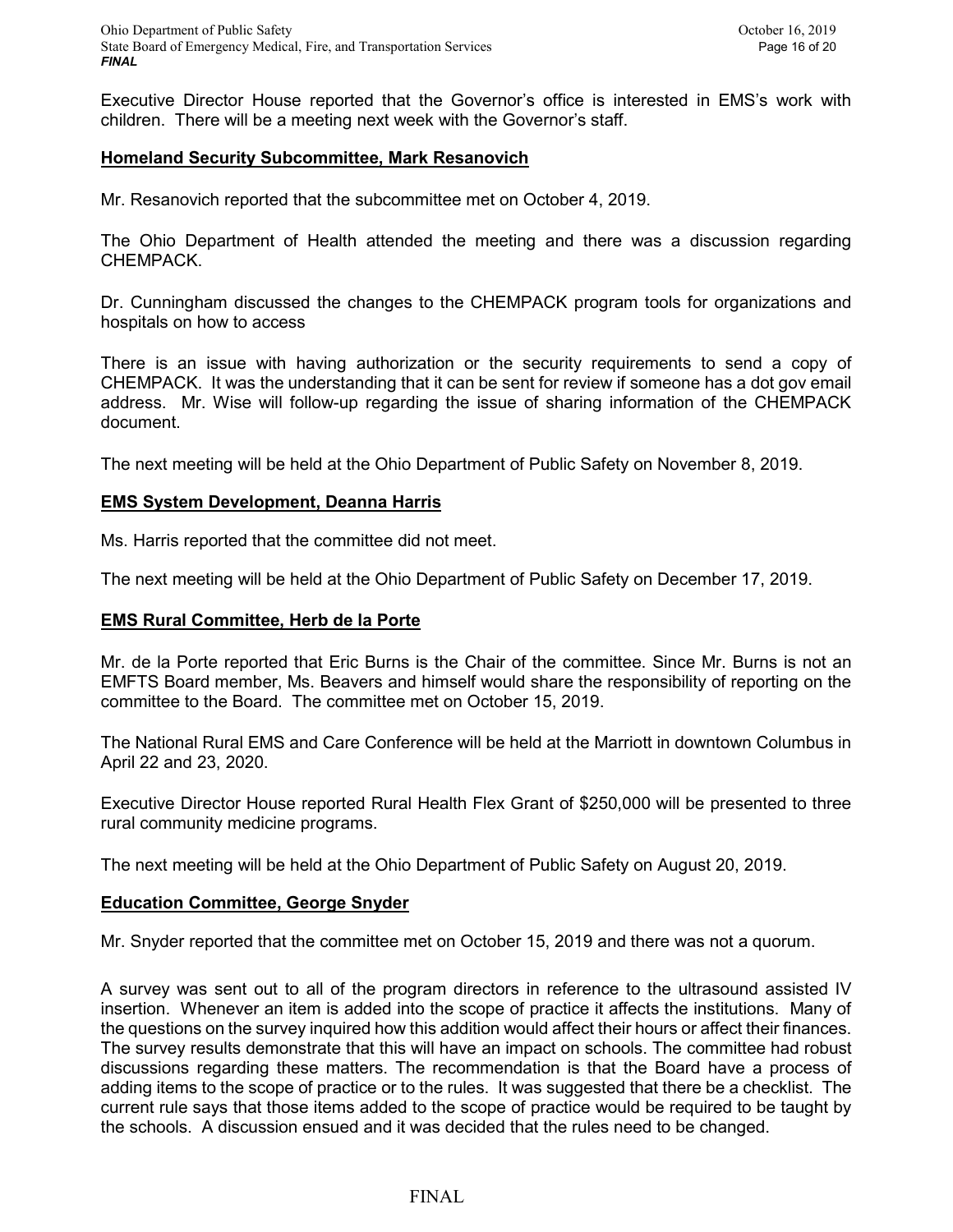Executive Director House reported that the Governor's office is interested in EMS's work with children. There will be a meeting next week with the Governor's staff.

**Homeland Security Subcommittee, Mark Resanovich**

Mr. Resanovich reported that the subcommittee met on October 4, 2019.

The Ohio Department of Health attended the meeting and there was a discussion regarding CHEMPACK.

Dr. Cunningham discussed the changes to the CHEMPACK program tools for organizations and hospitals on how to access

There is an issue with having authorization or the security requirements to send a copy of CHEMPACK. It was the understanding that it can be sent for review if someone has a dot gov email address. Mr. Wise will follow-up regarding the issue of sharing information of the CHEMPACK document.

The next meeting will be held at the Ohio Department of Public Safety on November 8, 2019.

**EMS System Development, Deanna Harris**

Ms. Harris reported that the committee did not meet.

The next meeting will be held at the Ohio Department of Public Safety on December 17, 2019.

**EMS Rural Committee, Herb de la Porte**

Mr. de la Porte reported that Eric Burns is the Chair of the committee. Since Mr. Burns is not an EMFTS Board member, Ms. Beavers and himself would share the responsibility of reporting on the committee to the Board. The committee met on October 15, 2019.

The National Rural EMS and Care Conference will be held at the Marriott in downtown Columbus in April 22 and 23, 2020.

Executive Director House reported Rural Health Flex Grant of $250,000 will be presented to three rural community medicine programs.

The next meeting will be held at the Ohio Department of Public Safety on August 20, 2019.

**Education Committee, George Snyder**

Mr. Snyder reported that the committee met on October 15, 2019 and there was not a quorum.

A survey was sent out to all of the program directors in reference to the ultrasound assisted IV insertion. Whenever an item is added into the scope of practice it affects the institutions. Many of the questions on the survey inquired how this addition would affect their hours or affect their finances. The survey results demonstrate that this will have an impact on schools. The committee had robust discussions regarding these matters. The recommendation is that the Board have a process of adding items to the scope of practice or to the rules. It was suggested that there be a checklist. The current rule says that those items added to the scope of practice would be required to be taught by the schools. A discussion ensued and it was decided that the rules need to be changed.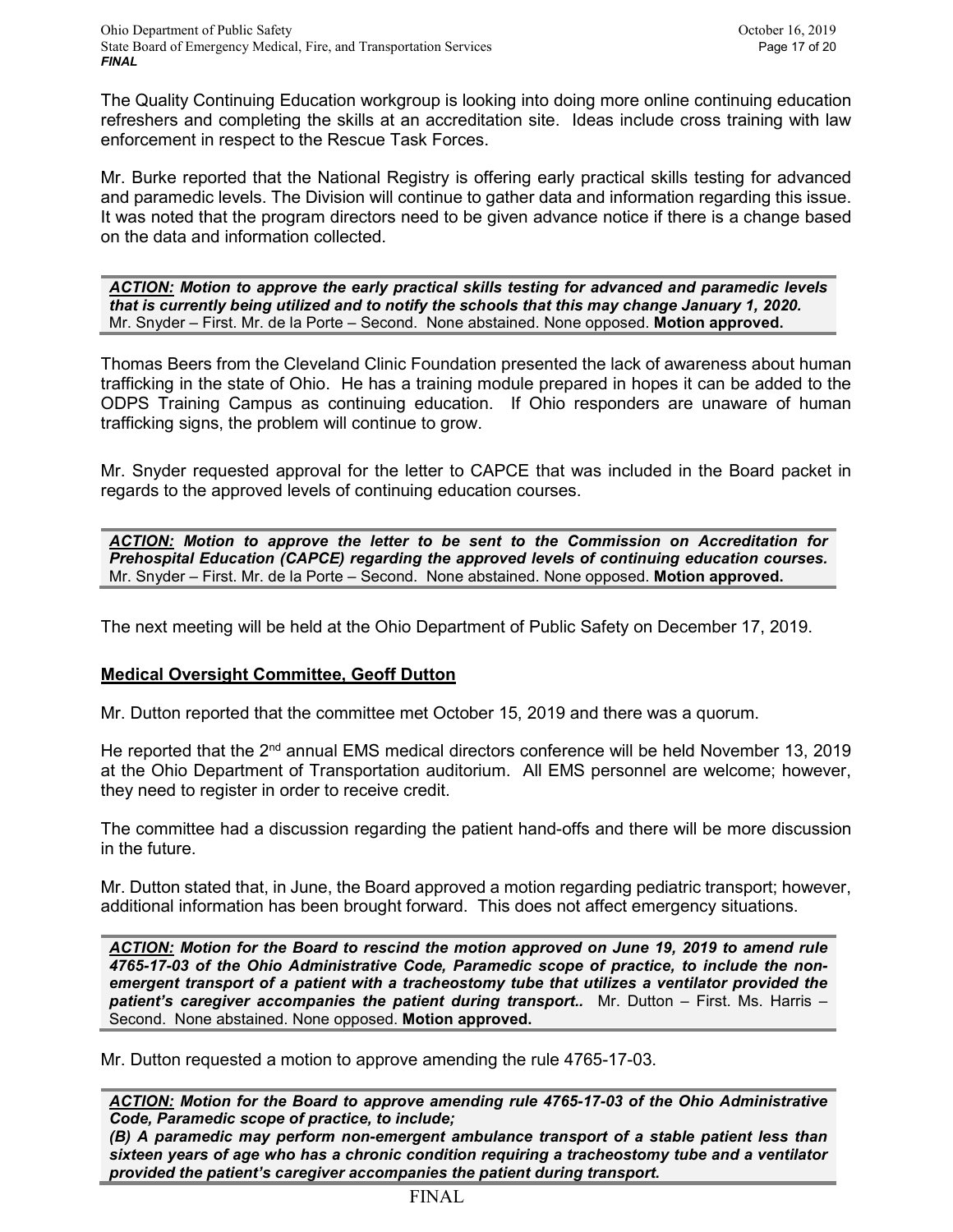The Quality Continuing Education workgroup is looking into doing more online continuing education refreshers and completing the skills at an accreditation site. Ideas include cross training with law enforcement in respect to the Rescue Task Forces.

Mr. Burke reported that the National Registry is offering early practical skills testing for advanced and paramedic levels. The Division will continue to gather data and information regarding this issue. It was noted that the program directors need to be given advance notice if there is a change based on the data and information collected.

***ACTION:*** ***Motion to approve the early practical skills testing for advanced and paramedic levels that is currently being utilized and to notify the schools that this may change January 1, 2020.*** Mr. Snyder – First. Mr. de la Porte – Second. None abstained. None opposed. **Motion approved.**

Thomas Beers from the Cleveland Clinic Foundation presented the lack of awareness about human trafficking in the state of Ohio. He has a training module prepared in hopes it can be added to the ODPS Training Campus as continuing education. If Ohio responders are unaware of human trafficking signs, the problem will continue to grow.

Mr. Snyder requested approval for the letter to CAPCE that was included in the Board packet in regards to the approved levels of continuing education courses.

***ACTION:*** ***Motion to approve the letter to be sent to the Commission on Accreditation for Prehospital Education (CAPCE) regarding the approved levels of continuing education courses.*** Mr. Snyder – First. Mr. de la Porte – Second. None abstained. None opposed. **Motion approved.**

The next meeting will be held at the Ohio Department of Public Safety on December 17, 2019.

**Medical Oversight Committee, Geoff Dutton**

Mr. Dutton reported that the committee met October 15, 2019 and there was a quorum.

He reported that the 2nd annual EMS medical directors conference will be held November 13, 2019 at the Ohio Department of Transportation auditorium. All EMS personnel are welcome; however, they need to register in order to receive credit.

The committee had a discussion regarding the patient hand-offs and there will be more discussion in the future.

Mr. Dutton stated that, in June, the Board approved a motion regarding pediatric transport; however, additional information has been brought forward. This does not affect emergency situations.

***ACTION:*** ***Motion for the Board to rescind the motion approved on June 19, 2019 to amend rule 4765-17-03 of the Ohio Administrative Code, Paramedic scope of practice, to include the non-emergent transport of a patient with a tracheostomy tube that utilizes a ventilator provided the patient's caregiver accompanies the patient during transport..*** Mr. Dutton – First. Ms. Harris – Second. None abstained. None opposed. **Motion approved.**

Mr. Dutton requested a motion to approve amending the rule 4765-17-03.

***ACTION:*** ***Motion for the Board to approve amending rule 4765-17-03 of the Ohio Administrative Code, Paramedic scope of practice, to include;***

***(B) A paramedic may perform non-emergent ambulance transport of a stable patient less than sixteen years of age who has a chronic condition requiring a tracheostomy tube and a ventilator provided the patient's caregiver accompanies the patient during transport.***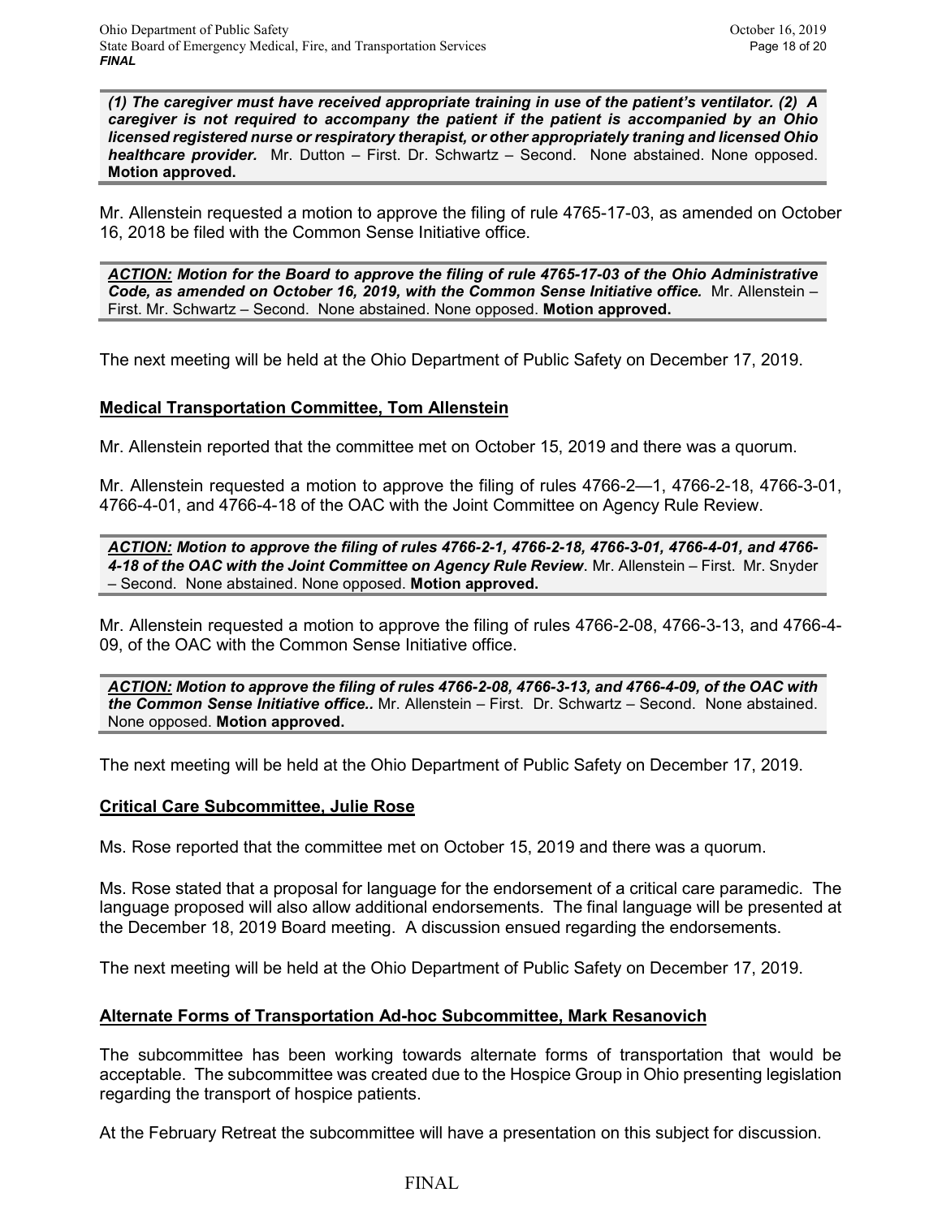***(1) The caregiver must have received appropriate training in use of the patient's ventilator. (2) A caregiver is not required to accompany the patient if the patient is accompanied by an Ohio licensed registered nurse or respiratory therapist, or other appropriately traning and licensed Ohio healthcare provider.*** Mr. Dutton – First. Dr. Schwartz – Second. None abstained. None opposed. **Motion approved.**

Mr. Allenstein requested a motion to approve the filing of rule 4765-17-03, as amended on October 16, 2018 be filed with the Common Sense Initiative office.

***ACTION:* *Motion for the Board to approve the filing of rule 4765-17-03 of the Ohio Administrative Code, as amended on October 16, 2019, with the Common Sense Initiative office.*** Mr. Allenstein – First. Mr. Schwartz – Second. None abstained. None opposed. **Motion approved.**

The next meeting will be held at the Ohio Department of Public Safety on December 17, 2019.

**Medical Transportation Committee, Tom Allenstein**

Mr. Allenstein reported that the committee met on October 15, 2019 and there was a quorum.

Mr. Allenstein requested a motion to approve the filing of rules 4766-2—1, 4766-2-18, 4766-3-01, 4766-4-01, and 4766-4-18 of the OAC with the Joint Committee on Agency Rule Review.

***ACTION:* *Motion to approve the filing of rules 4766-2-1, 4766-2-18, 4766-3-01, 4766-4-01, and 4766-4-18 of the OAC with the Joint Committee on Agency Rule Review***. Mr. Allenstein – First. Mr. Snyder – Second. None abstained. None opposed. **Motion approved.**

Mr. Allenstein requested a motion to approve the filing of rules 4766-2-08, 4766-3-13, and 4766-4-09, of the OAC with the Common Sense Initiative office.

***ACTION:* *Motion to approve the filing of rules 4766-2-08, 4766-3-13, and 4766-4-09, of the OAC with the Common Sense Initiative office..*** Mr. Allenstein – First. Dr. Schwartz – Second. None abstained. None opposed. **Motion approved.**

The next meeting will be held at the Ohio Department of Public Safety on December 17, 2019.

**Critical Care Subcommittee, Julie Rose**

Ms. Rose reported that the committee met on October 15, 2019 and there was a quorum.

Ms. Rose stated that a proposal for language for the endorsement of a critical care paramedic. The language proposed will also allow additional endorsements. The final language will be presented at the December 18, 2019 Board meeting. A discussion ensued regarding the endorsements.

The next meeting will be held at the Ohio Department of Public Safety on December 17, 2019.

**Alternate Forms of Transportation Ad-hoc Subcommittee, Mark Resanovich**

The subcommittee has been working towards alternate forms of transportation that would be acceptable. The subcommittee was created due to the Hospice Group in Ohio presenting legislation regarding the transport of hospice patients.

At the February Retreat the subcommittee will have a presentation on this subject for discussion.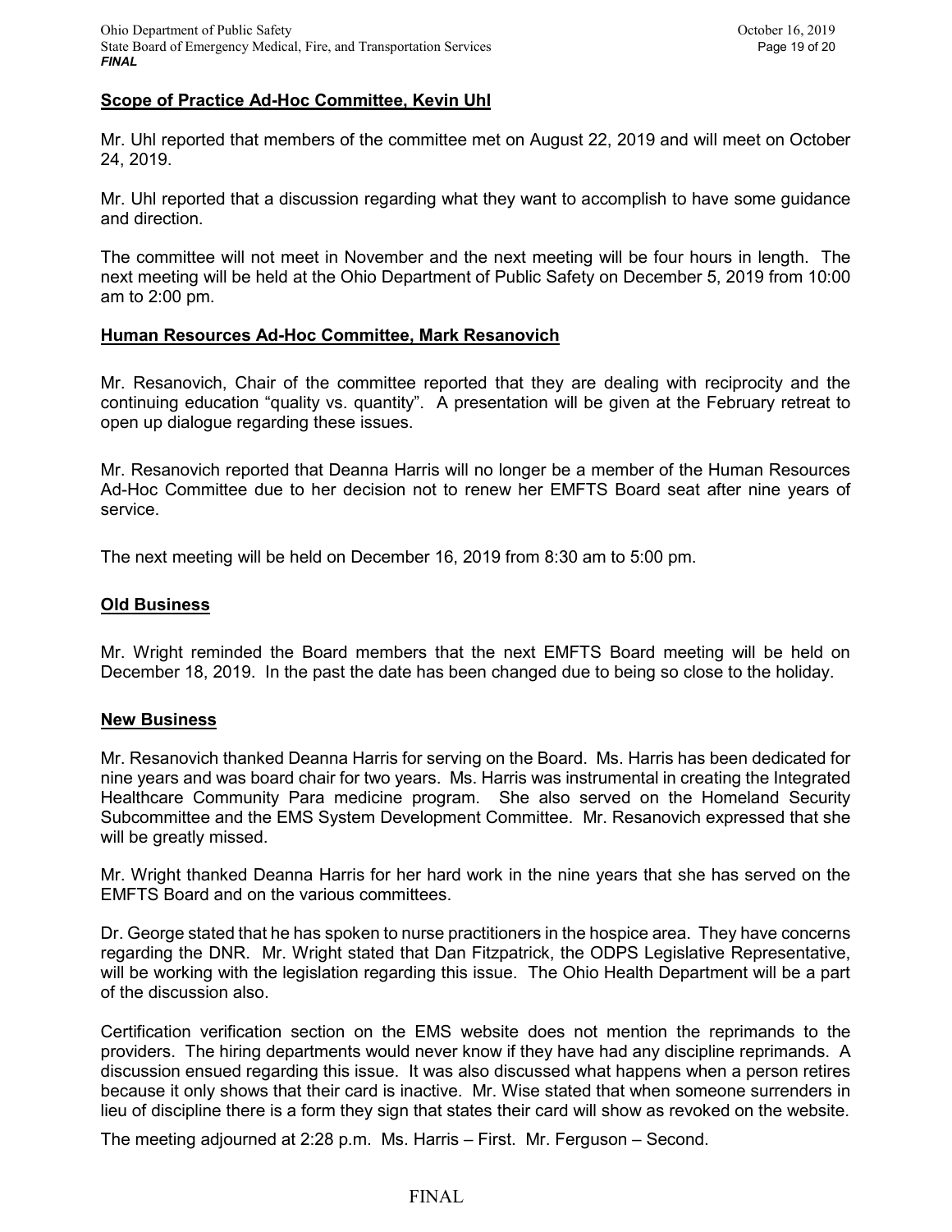**Scope of Practice Ad-Hoc Committee, Kevin Uhl**

Mr. Uhl reported that members of the committee met on August 22, 2019 and will meet on October 24, 2019.

Mr. Uhl reported that a discussion regarding what they want to accomplish to have some guidance and direction.

The committee will not meet in November and the next meeting will be four hours in length. The next meeting will be held at the Ohio Department of Public Safety on December 5, 2019 from 10:00 am to 2:00 pm.

**Human Resources Ad-Hoc Committee, Mark Resanovich**

Mr. Resanovich, Chair of the committee reported that they are dealing with reciprocity and the continuing education "quality vs. quantity". A presentation will be given at the February retreat to open up dialogue regarding these issues.

Mr. Resanovich reported that Deanna Harris will no longer be a member of the Human Resources Ad-Hoc Committee due to her decision not to renew her EMFTS Board seat after nine years of service.

The next meeting will be held on December 16, 2019 from 8:30 am to 5:00 pm.

**Old Business**

Mr. Wright reminded the Board members that the next EMFTS Board meeting will be held on December 18, 2019. In the past the date has been changed due to being so close to the holiday.

**New Business**

Mr. Resanovich thanked Deanna Harris for serving on the Board. Ms. Harris has been dedicated for nine years and was board chair for two years. Ms. Harris was instrumental in creating the Integrated Healthcare Community Para medicine program. She also served on the Homeland Security Subcommittee and the EMS System Development Committee. Mr. Resanovich expressed that she will be greatly missed.

Mr. Wright thanked Deanna Harris for her hard work in the nine years that she has served on the EMFTS Board and on the various committees.

Dr. George stated that he has spoken to nurse practitioners in the hospice area. They have concerns regarding the DNR. Mr. Wright stated that Dan Fitzpatrick, the ODPS Legislative Representative, will be working with the legislation regarding this issue. The Ohio Health Department will be a part of the discussion also.

Certification verification section on the EMS website does not mention the reprimands to the providers. The hiring departments would never know if they have had any discipline reprimands. A discussion ensued regarding this issue. It was also discussed what happens when a person retires because it only shows that their card is inactive. Mr. Wise stated that when someone surrenders in lieu of discipline there is a form they sign that states their card will show as revoked on the website.

The meeting adjourned at 2:28 p.m. Ms. Harris – First. Mr. Ferguson – Second.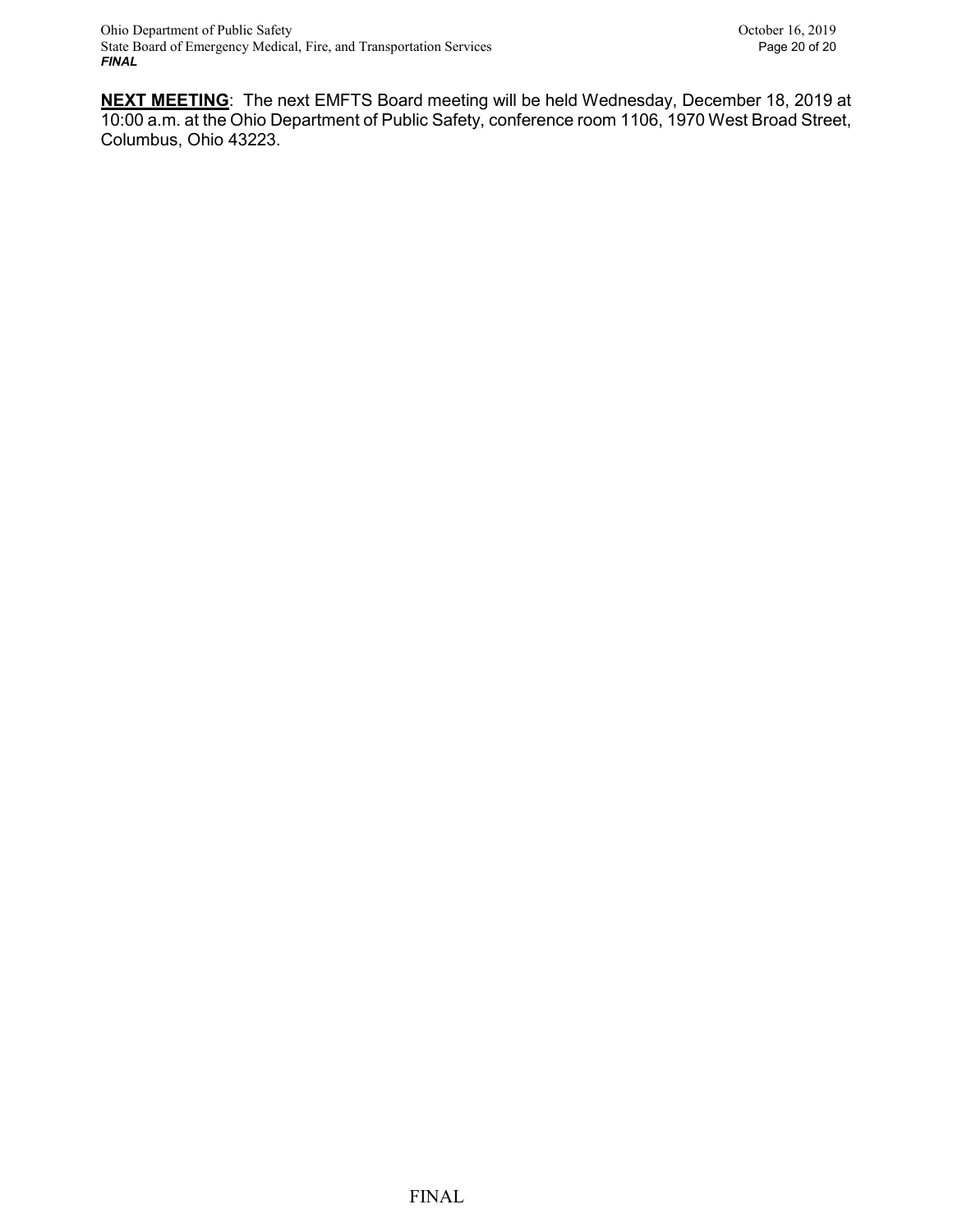**NEXT MEETING**: The next EMFTS Board meeting will be held Wednesday, December 18, 2019 at 10:00 a.m. at the Ohio Department of Public Safety, conference room 1106, 1970 West Broad Street, Columbus, Ohio 43223.